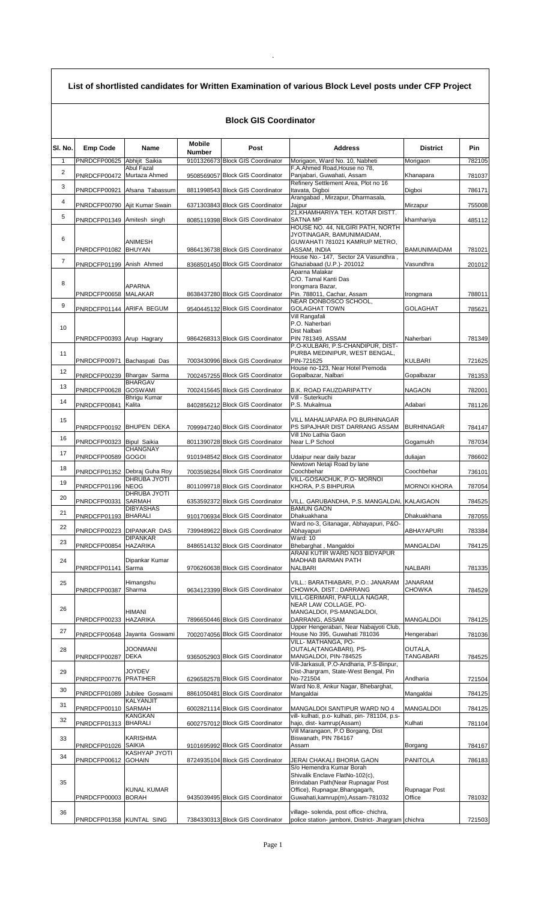# List of shortlisted candidates for Written Examination of various Block Level posts under CFP Project

## Block GIS Coordinator

| Sl. No. | Emp Code | Name | Mobile Number | Post | Address | District | Pin |
|---|---|---|---|---|---|---|---|
| 1 | PNRDCFP00625 | Abhijit Saikia | 9101326673 | Block GIS Coordinator | Morigaon, Ward No. 10, Nabheti | Morigaon | 782105 |
| 2 | PNRDCFP00472 | Abul Fazal Murtaza Ahmed | 9508569057 | Block GIS Coordinator | F.A.Ahmed Road,House no 78, Panjabari, Guwahati, Assam | Khanapara | 781037 |
| 3 | PNRDCFP00921 | Afsana Tabassum | 8811998543 | Block GIS Coordinator | Refinery Settlement Area, Plot no 16 Itavata, Digboi | Digboi | 786171 |
| 4 | PNRDCFP00790 | Ajit Kumar Swain | 6371303843 | Block GIS Coordinator | Arangabad , Mirzapur, Dharmasala, Jajpur | Mirzapur | 755008 |
| 5 | PNRDCFP01349 | Amitesh singh | 8085119398 | Block GIS Coordinator | 21,KHAMHARIYA TEH. KOTAR DISTT. SATNA MP | khamhariya | 485112 |
| 6 | PNRDCFP01082 | ANIMESH BHUYAN | 9864136738 | Block GIS Coordinator | HOUSE NO. 44, NILGIRI PATH, NORTH JYOTINAGAR, BAMUNIMAIDAM, GUWAHATI 781021 KAMRUP METRO, ASSAM, INDIA | BAMUNIMAIDAM | 781021 |
| 7 | PNRDCFP01199 | Anish Ahmed | 8368501450 | Block GIS Coordinator | House No.- 147, Sector 2A Vasundhra , Ghaziabaad (U.P.)- 201012 | Vasundhra | 201012 |
| 8 | PNRDCFP00658 | APARNA MALAKAR | 8638437280 | Block GIS Coordinator | Aparna Malakar C/O. Tamal Kanti Das Irongmara Bazar, Pin. 788011, Cachar, Assam | Irongmara | 788011 |
| 9 | PNRDCFP01144 | ARIFA BEGUM | 9540445132 | Block GIS Coordinator | NEAR DONBOSCO SCHOOL, GOLAGHAT TOWN | GOLAGHAT | 785621 |
| 10 | PNRDCFP00393 | Arup Hagrary | 9864268313 | Block GIS Coordinator | Vill Rangafali P.O. Naherbari Dist Nalbari PIN 781349, ASSAM | Naherbari | 781349 |
| 11 | PNRDCFP00971 | Bachaspati Das | 7003430996 | Block GIS Coordinator | P.O-KULBARI, P.S-CHANDIPUR, DIST-PURBA MEDINIPUR, WEST BENGAL, PIN-721625 | KULBARI | 721625 |
| 12 | PNRDCFP00239 | Bhargav Sarma | 7002457255 | Block GIS Coordinator | House no-123, Near Hotel Premoda Gopalbazar, Nalbari | Gopalbazar | 781353 |
| 13 | PNRDCFP00628 | BHARGAV GOSWAMI | 7002415645 | Block GIS Coordinator | B.K. ROAD FAUZDARIPATTY | NAGAON | 782001 |
| 14 | PNRDCFP00841 | Bhrigu Kumar Kalita | 8402856212 | Block GIS Coordinator | Vill - Suterkuchi P.S. Mukalmua | Adabari | 781126 |
| 15 | PNRDCFP00192 | BHUPEN DEKA | 7099947240 | Block GIS Coordinator | VILL MAHALIAPARA PO BURHINAGAR PS SIPAJHAR DIST DARRANG ASSAM | BURHINAGAR | 784147 |
| 16 | PNRDCFP00323 | Bipul Saikia | 8011390728 | Block GIS Coordinator | Vill 1No Lathia Gaon Near L.P School | Gogamukh | 787034 |
| 17 | PNRDCFP00589 | CHANGNAY GOGOI | 9101948542 | Block GIS Coordinator | Udaipur near daily bazar | duliajan | 786602 |
| 18 | PNRDCFP01352 | Debraj Guha Roy | 7003598264 | Block GIS Coordinator | Newtown Netaji Road by lane Coochbehar | Coochbehar | 736101 |
| 19 | PNRDCFP01196 | DHRUBA JYOTI NEOG | 8011099718 | Block GIS Coordinator | VILL-GOSAICHUK, P.O- MORNOI KHORA, P.S BIHPURIA | MORNOI KHORA | 787054 |
| 20 | PNRDCFP00331 | DHRUBA JYOTI SARMAH | 6353592372 | Block GIS Coordinator | VILL. GARUBANDHA, P.S. MANGALDAI, | KALAIGAON | 784525 |
| 21 | PNRDCFP01193 | DIBYASHAS BHARALI | 9101706934 | Block GIS Coordinator | BAMUN GAON Dhakuakhana | Dhakuakhana | 787055 |
| 22 | PNRDCFP00223 | DIPANKAR DAS | 7399489622 | Block GIS Coordinator | Ward no-3, Gitanagar, Abhayapuri, P&O-Abhayapuri | ABHAYAPURI | 783384 |
| 23 | PNRDCFP00854 | DIPANKAR HAZARIKA | 8486514132 | Block GIS Coordinator | Ward: 10 Bhebarghat , Mangaldoi | MANGALDAI | 784125 |
| 24 | PNRDCFP01141 | Dipankar Kumar Sarma | 9706260638 | Block GIS Coordinator | ARANI KUTIR WARD NO3 BIDYAPUR MADHAB BARMAN PATH NALBARI | NALBARI | 781335 |
| 25 | PNRDCFP00387 | Himangshu Sharma | 9634123399 | Block GIS Coordinator | VILL.: BARATHIABARI, P.O.: JANARAM CHOWKA, DIST.: DARRANG | JANARAM CHOWKA | 784529 |
| 26 | PNRDCFP00233 | HIMANI HAZARIKA | 7896650446 | Block GIS Coordinator | VILL-GERIMARI, PAFULLA NAGAR, NEAR LAW COLLAGE, PO-MANGALDOI, PS-MANGALDOI, DARRANG, ASSAM | MANGALDOI | 784125 |
| 27 | PNRDCFP00648 | Jayanta Goswami | 7002074056 | Block GIS Coordinator | Upper Hengerabari, Near Nabajyoti Club, House No 395, Guwahati 781036 | Hengerabari | 781036 |
| 28 | PNRDCFP00287 | JOONMANI DEKA | 9365052903 | Block GIS Coordinator | VILL- MATHANGA, PO-OUTALA(TANGABARI), PS-MANGALDOI, PIN-784525 | OUTALA, TANGABARI | 784525 |
| 29 | PNRDCFP00776 | JOYDEV PRATIHER | 6296582578 | Block GIS Coordinator | Vill-Jarkasuli, P.O-Andharia, P.S-Binpur, Dist-Jhargram, State-West Bengal, Pin No-721504 | Andharia | 721504 |
| 30 | PNRDCFP01089 | Jubilee Goswami | 8861050481 | Block GIS Coordinator | Ward No.8, Ankur Nagar, Bhebarghat, Mangaldai | Mangaldai | 784125 |
| 31 | PNRDCFP00110 | KALYANJIT SARMAH | 6002821114 | Block GIS Coordinator | MANGALDOI SANTIPUR WARD NO 4 | MANGALDAI | 784125 |
| 32 | PNRDCFP01313 | KANGKAN BHARALI | 6002757012 | Block GIS Coordinator | vill- kulhati, p.o- kulhati, pin- 781104, p.s-hajo, dist- kamrup(Assam) | Kulhati | 781104 |
| 33 | PNRDCFP01026 | KARISHMA SAIKIA | 9101695992 | Block GIS Coordinator | Vill Marangaon, P.O Borgang, Dist Biswanath, PIN 784167 Assam | Borgang | 784167 |
| 34 | PNRDCFP00612 | KASHYAP JYOTI GOHAIN | 8724935104 | Block GIS Coordinator | JERAI CHAKALI BHORIA GAON | PANITOLA | 786183 |
| 35 | PNRDCFP00003 | KUNAL KUMAR BORAH | 9435039495 | Block GIS Coordinator | S/o Hemendra Kumar Borah Shivalik Enclave FlatNo-102(c), Brindaban Path(Near Rupnagar Post Office), Rupnagar,Bhangagarh, Guwahati,kamrup(m),Assam-781032 | Rupnagar Post Office | 781032 |
| 36 | PNRDCFP01358 | KUNTAL SING | 7384330313 | Block GIS Coordinator | village- solenda, post office- chichra, police station- jamboni, District- Jhargram | chichra | 721503 |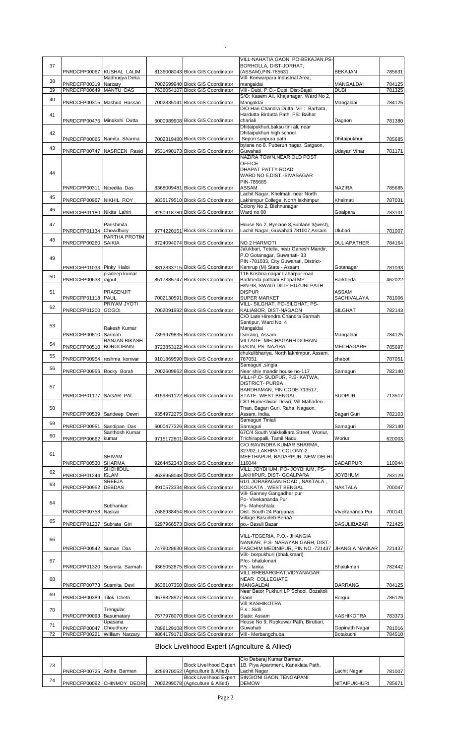| | | | | | | | |
|---|---|---|---|---|---|---|---|
| 37 | PNRDCFP00067 | KUSHAL LALIM | 8136008043 | Block GIS Coordinator | VILL-NAHATIA GAON, PO-BEKAJAN,PS-BORHOLLA, DIST-JORHAT, (ASSAM),PIN-785631 | BEKAJAN | 785631 |
| 38 | PNRDCFP00319 | Madhurjya Deka Narzary | 7002699940 | Block GIS Coordinator | Vill- Konwarpara Industrial Area, mangaldai | MANGALDAI | 784125 |
| 39 | PNRDCFP00649 | MANTU DAS | 7636054107 | Block GIS Coordinator | Vill - Dubi, P.O.- Dubi, Dist-Bajali | DUBI | 781325 |
| 40 | PNRDCFP00315 | Mashud Hassan | 7002835141 | Block GIS Coordinator | S/O: Kasem Ali, Khajanagar, Ward No 2, Mangaldai | Mangaldai | 784125 |
| 41 | PNRDCFP00476 | Minakshi Dutta | 6000989908 | Block GIS Coordinator | D/O Hari Chandra Dutta, Vill : Barhata, Hardutta Birdutta Path, PS: Baihat chariali | Dagaon | 781380 |
| 42 | PNRDCFP00065 | Namita Sharma | 7002319480 | Block GIS Coordinator | Dhitaipukhuri,baksu tini ali, near Dhitaipukhuri high school Sepon sunpura path | Dhitaipukhuri | 785685 |
| 43 | PNRDCFP00747 | NASREEN Rasid | 9531490173 | Block GIS Coordinator | bylane no 8, Puberun nagar, Satgaon, Guwahati | Udayan Vihar | 781171 |
| 44 | PNRDCFP00311 | Nibedita Das | 8368009481 | Block GIS Coordinator | NAZIRA TOWN,NEAR OLD POST OFFICE DHAPAT PATTY ROAD WARD NO 5,DIST.-SIVASAGAR PIN-785685 ASSAM | NAZIRA | 785685 |
| 45 | PNRDCFP00967 | NIKHIL ROY | 9835179510 | Block GIS Coordinator | Lachit Nagar, Khelmati, near North Lakhimpur College, North lakhimpur | Khelmati | 787031 |
| 46 | PNRDCFP01180 | Nikita Lahiri | 8250918780 | Block GIS Coordinator | Colony No 2, Bishnunagar Ward no 08 | Goalpara | 783101 |
| 47 | PNRDCFP01134 | Parishmita Chowdhury | 9774220151 | Block GIS Coordinator | House No.2, Byelane 8,Sublane 3(west), Lachit Nagar, Guwahati 781007,Assam | Ulubari | 781007 |
| 48 | PNRDCFP00260 | PARTHA PROTIM SAIKIA | 8724094074 | Block GIS Coordinator | NO 2 HARMOTI | DULIAPATHER | 784164 |
| 49 | PNRDCFP01033 | Pinky Haloi | 8812833715 | Block GIS Coordinator | Jalukbari, Tetelia, near Ganesh Mandir, P.O Gotanagar, Guwahati- 33 PIN -781033, City Guwahati, District- Kamrup (M) State - Assam | Gotanagar | 781033 |
| 50 | PNRDCFP00633 | pradeep kumar rajput | 8517885747 | Block GIS Coordinator | 116 Krishna nagar Laharpur road Barkheda pathani Bhopal MP | Barkheda | 462022 |
| 51 | PNRDCFP01118 | PRASENJIT PAUL | 7002130591 | Block GIS Coordinator | H/N-98, SWAID DILIP HUZURI PATH DISPUR SUPER MARKET | ASSAM SACHIVALAYA | 781006 |
| 52 | PNRDCFP01200 | PRIYAM JYOTI GOGOI | 7002091992 | Block GIS Coordinator | VILL- SILGHAT, PO-SILGHAT, PS-KALIABOR, DIST-NAGAON | SILGHAT | 782143 |
| 53 | PNRDCFP00810 | Rakesh Kumar Sarmah | 7399979835 | Block GIS Coordinator | C/O Late Hirendra Chandra Sarmah Santipur, Ward No. 4 Mangaldai Darrang, Assam | Mangaldai | 784125 |
| 54 | PNRDCFP00510 | RANJAN BIKASH BORGOHAIN | 8723853122 | Block GIS Coordinator | VILLAGE- MECHAGARH GOHAIN GAON, PS- NAZIRA | MECHAGARH | 785697 |
| 55 | PNRDCFP00954 | reshma konwar | 9101869590 | Block GIS Coordinator | chukulibhariya, North lakhimpur, Assam, 787051 | chaboti | 787051 |
| 56 | PNRDCFP00956 | Rocky Borah | 7002609862 | Block GIS Coordinator | Samaguri ,singia Near shiv mandir house no-117 | Samaguri | 782140 |
| 57 | PNRDCFP01177 | SAGAR PAL | 8159861122 | Block GIS Coordinator | VILL+P.O- SUDPUR, P.S- KATWA, DISTRICT- PURBA BARDHAMAN, PIN CODE-713517, STATE- WEST BENGAL, | SUDPUR | 713517 |
| 58 | PNRDCFP00539 | Sandeep Dewri | 9354972275 | Block GIS Coordinator | C/O-Humeshwar Dewri, Vill-Mahadeo Than, Bagari Guri, Raha, Nagaon, Assam, India. | Bagari Guri | 782103 |
| 59 | PNRDCFP00951 | Sandipan Das | 6000477326 | Block GIS Coordinator | Samaguri Tiniali Samaguri | Samaguri | 782140 |
| 60 | PNRDCFP00662 | Santhosh Kumar kumar | 9715172801 | Block GIS Coordinator | 67C/4 South Vaikkolkara Street, Woriur, Trichirappalli, Tamil Nadu | Woriur | 620003 |
| 61 | PNRDCFP00530 | SHIVAM SHARMA | 9264452343 | Block GIS Coordinator | C/O RAVINDRA KUMAR SHARMA, 327/02, LAKHPAT COLONY-2, MEETHAPUR, BADARPUR, NEW DELHI-110044 | BADARPUR | 110044 |
| 62 | PNRDCFP01244 | SHOHIDUL ISLAM | 8638958048 | Block GIS Coordinator | VILL: JOYBHUM, PO- JOYBHUM, PS-LAKHIPUR, DIST- GOALPARA | JOYBHUM | 783129 |
| 63 | PNRDCFP00952 | SREEJA DEBDAS | 8910573334 | Block GIS Coordinator | 61/1 JORABAGAN ROAD , NAKTALA , KOLKATA , WEST BENGAL | NAKTALA | 700047 |
| 64 | PNRDCFP00758 | Subhankar Naskar | 7686938454 | Block GIS Coordinator | Vill- Ganney Gangadhar pur Po- Vivekananda Pur Ps- Maheshtala Dist- South 24 Parganas | Vivekananda Pur | 700141 |
| 65 | PNRDCFP01237 | Subrata Giri | 6297966573 | Block GIS Coordinator | Village-Basudeb BeriaA po.- Basuli Bazar | BASULIBAZAR | 721425 |
| 66 | PNRDCFP00542 | Suman Das | 7479028630 | Block GIS Coordinator | VILL-TEGERIA, P.O.- JHANGIA NANKAR, P.S- NARAYAN GARH, DIST.- PASCHIM MEDINIPUR, PIN NO.-721437 | JHANGIA NANKAR | 721437 |
| 67 | PNRDCFP01320 | Susmita Sarmah | 9365052875 | Block GIS Coordinator | Vill:- borpukhuri (bhalukmari) P/o:- bhalukmari P/s:- lanka | Bhalukmari | 782442 |
| 68 | PNRDCFP00773 | Susmita Devi | 8638107350 | Block GIS Coordinator | VILL-BHEBARGHAT,VIDYANAGAR NEAR COLLEGIATE MANGALDAI | DARRANG | 784125 |
| 69 | PNRDCFP00389 | Tilok Chetri | 9678828927 | Block GIS Coordinator | Near Bator Pukhuri LP School, Bozaltoli Gaon | Borguri | 786126 |
| 70 | PNRDCFP00093 | Trengular Basumatary | 7577978070 | Block GIS Coordinator | Vill :KASHIKOTRA P.s.: Sidli State: Assam | KASHIKOTRA | 783373 |
| 71 | PNRDCFP00047 | Upasana Choudhury | 7896129108 | Block GIS Coordinator | House No 9, Rupkuwar Path, Birubari, Guwahati | Gopinath Nagar | 781016 |
| 72 | PNRDCFP00221 | William Narzary | 9864179171 | Block GIS Coordinator | Vill - Merbangchuba | Botakuchi | 784510 |

## Block Livelihood Expert (Agriculture & Allied)

| | | | | | | | |
|---|---|---|---|---|---|---|---|
| 73 | PNRDCFP00725 | Astha Barman | 8256970052 | Block Livelihood Expert (Agriculture & Allied) | C/o Debaraj Kumar Barman, 1B, Piya Apartment, Kanaklata Path, Lachit Nagar | Lachit Nagar | 781007 |
| 74 | PNRDCFP00092 | CHINMOY DEORI | 7002299078 | Block Livelihood Expert (Agriculture & Allied) | SINGIONI GAON,TENGAPANI DEMOW | NITAIPUKHURI | 785671 |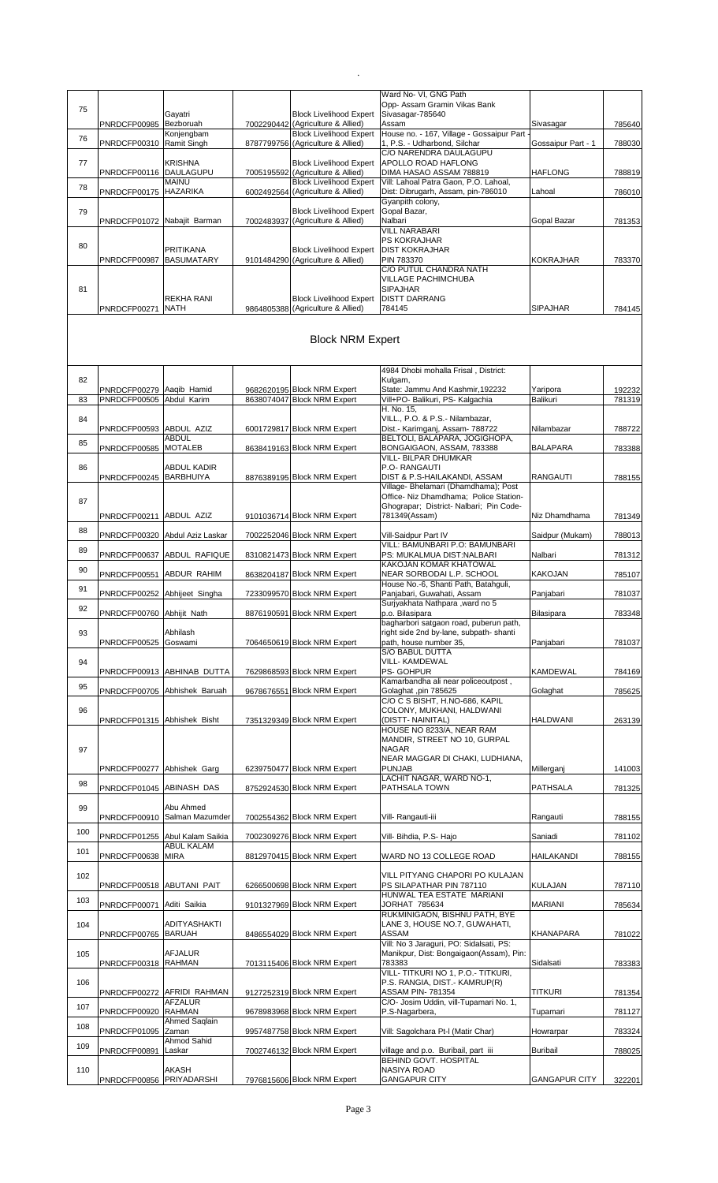| 75 | PNRDCFP00985 | Gayatri Bezboruah | 7002290442 | Block Livelihood Expert (Agriculture & Allied) | Ward No- VI, GNG Path Opp- Assam Gramin Vikas Bank Sivasagar-785640 Assam | Sivasagar | 785640 |
|---|---|---|---|---|---|---|---|
| 76 | PNRDCFP00310 | Konjengbam Ramit Singh | 8787799756 | Block Livelihood Expert (Agriculture & Allied) | House no. - 167, Village - Gossaipur Part - 1, P.S. - Udharbond, Silchar | Gossaipur Part - 1 | 788030 |
| 77 | PNRDCFP00116 | KRISHNA DAULAGUPU | 7005195592 | Block Livelihood Expert (Agriculture & Allied) | C/O NARENDRA DAULAGUPU APOLLO ROAD HAFLONG DIMA HASAO ASSAM 788819 | HAFLONG | 788819 |
| 78 | PNRDCFP00175 | MAINU HAZARIKA | 6002492564 | Block Livelihood Expert (Agriculture & Allied) | Vill: Lahoal Patra Gaon, P.O. Lahoal, Dist: Dibrugarh, Assam, pin-786010 | Lahoal | 786010 |
| 79 | PNRDCFP01072 | Nabajit Barman | 7002483937 | Block Livelihood Expert (Agriculture & Allied) | Gyanpith colony, Gopal Bazar, Nalbari | Gopal Bazar | 781353 |
| 80 | PNRDCFP00987 | PRITIKANA BASUMATARY | 9101484290 | Block Livelihood Expert (Agriculture & Allied) | VILL NARABARI PS KOKRAJHAR DIST KOKRAJHAR PIN 783370 | KOKRAJHAR | 783370 |
| 81 | PNRDCFP00271 | REKHA RANI NATH | 9864805388 | Block Livelihood Expert (Agriculture & Allied) | C/O PUTUL CHANDRA NATH VILLAGE PACHIMCHUBA SIPAJHAR DISTT DARRANG 784145 | SIPAJHAR | 784145 |

## Block NRM Expert

| 82 | PNRDCFP00279 | Aaqib Hamid | 9682620195 | Block NRM Expert | 4984 Dhobi mohalla Frisal , District: Kulgam, State: Jammu And Kashmir,192232 | Yaripora | 192232 |
|---|---|---|---|---|---|---|---|
| 83 | PNRDCFP00505 | Abdul Karim | 8638074047 | Block NRM Expert | Vill+PO- Balikuri, PS- Kalgachia | Balikuri | 781319 |
| 84 | PNRDCFP00593 | ABDUL AZIZ | 6001729817 | Block NRM Expert | H. No. 15, VILL., P.O. & P.S.- Nilambazar, Dist.- Karimganj, Assam- 788722 | Nilambazar | 788722 |
| 85 | PNRDCFP00585 | ABDUL MOTALEB | 8638419163 | Block NRM Expert | BELTOLI, BALAPARA, JOGIGHOPA, BONGAIGAON, ASSAM, 783388 | BALAPARA | 783388 |
| 86 | PNRDCFP00245 | ABDUL KADIR BARBHUIYA | 8876389195 | Block NRM Expert | VILL- BILPAR DHUMKAR P.O- RANGAUTI DIST & P.S-HAILAKANDI, ASSAM | RANGAUTI | 788155 |
| 87 | PNRDCFP00211 | ABDUL AZIZ | 9101036714 | Block NRM Expert | Village- Bhelamari (Dhamdhama); Post Office- Niz Dhamdhama; Police Station- Ghograpar; District- Nalbari; Pin Code-781349(Assam) | Niz Dhamdhama | 781349 |
| 88 | PNRDCFP00320 | Abdul Aziz Laskar | 7002252046 | Block NRM Expert | Vill-Saidpur Part IV | Saidpur (Mukam) | 788013 |
| 89 | PNRDCFP00637 | ABDUL RAFIQUE | 8310821473 | Block NRM Expert | VILL: BAMUNBARI P.O: BAMUNBARI PS: MUKALMUA DIST:NALBARI | Nalbari | 781312 |
| 90 | PNRDCFP00551 | ABDUR RAHIM | 8638204187 | Block NRM Expert | KAKOJAN KOMAR KHATOWAL NEAR SORBODAI L.P. SCHOOL | KAKOJAN | 785107 |
| 91 | PNRDCFP00252 | Abhijeet Singha | 7233099570 | Block NRM Expert | House No.-6, Shanti Path, Batahguli, Panjabari, Guwahati, Assam | Panjabari | 781037 |
| 92 | PNRDCFP00760 | Abhijit Nath | 8876190591 | Block NRM Expert | Surjyakhata Nathpara ,ward no 5 p.o. Bilasipara | Bilasipara | 783348 |
| 93 | PNRDCFP00525 | Abhilash Goswami | 7064650619 | Block NRM Expert | bagharbori satgaon road, puberun path, right side 2nd by-lane, subpath- shanti path, house number 35, | Panjabari | 781037 |
| 94 | PNRDCFP00913 | ABHINAB DUTTA | 7629868593 | Block NRM Expert | S/O BABUL DUTTA VILL- KAMDEWAL PS- GOHPUR | KAMDEWAL | 784169 |
| 95 | PNRDCFP00705 | Abhishek Baruah | 9678676551 | Block NRM Expert | Kamarbandha ali near policeoutpost , Golaghat ,pin 785625 | Golaghat | 785625 |
| 96 | PNRDCFP01315 | Abhishek Bisht | 7351329349 | Block NRM Expert | C/O C S BISHT, H.NO-686, KAPIL COLONY, MUKHANI, HALDWANI (DISTT- NAINITAL) | HALDWANI | 263139 |
| 97 | PNRDCFP00277 | Abhishek Garg | 6239750477 | Block NRM Expert | HOUSE NO 8233/A, NEAR RAM MANDIR, STREET NO 10, GURPAL NAGAR NEAR MAGGAR DI CHAKI, LUDHIANA, PUNJAB | Millerganj | 141003 |
| 98 | PNRDCFP01045 | ABINASH DAS | 8752924530 | Block NRM Expert | LACHIT NAGAR, WARD NO-1, PATHSALA TOWN | PATHSALA | 781325 |
| 99 | PNRDCFP00910 | Abu Ahmed Salman Mazumder | 7002554362 | Block NRM Expert | Vill- Rangauti-iii | Rangauti | 788155 |
| 100 | PNRDCFP01255 | Abul Kalam Saikia | 7002309276 | Block NRM Expert | Vill- Bihdia, P.S- Hajo | Saniadi | 781102 |
| 101 | PNRDCFP00638 | ABUL KALAM MIRA | 8812970415 | Block NRM Expert | WARD NO 13 COLLEGE ROAD | HAILAKANDI | 788155 |
| 102 | PNRDCFP00518 | ABUTANI PAIT | 6266500698 | Block NRM Expert | VILL PITYANG CHAPORI PO KULAJAN PS SILAPATHAR PIN 787110 | KULAJAN | 787110 |
| 103 | PNRDCFP00071 | Aditi Saikia | 9101327969 | Block NRM Expert | HUNWAL TEA ESTATE MARIANI JORHAT 785634 | MARIANI | 785634 |
| 104 | PNRDCFP00765 | ADITYASHAKTI BARUAH | 8486554029 | Block NRM Expert | RUKMINIGAON, BISHNU PATH, BYE LANE 3, HOUSE NO.7, GUWAHATI, ASSAM | KHANAPARA | 781022 |
| 105 | PNRDCFP00318 | AFJALUR RAHMAN | 7013115406 | Block NRM Expert | Vill: No 3 Jaraguri, PO: Sidalsati, PS: Manikpur, Dist: Bongaigaon(Assam), Pin: 783383 | Sidalsati | 783383 |
| 106 | PNRDCFP00272 | AFRIDI RAHMAN | 9127252319 | Block NRM Expert | VILL- TITKURI NO 1, P.O.- TITKURI, P.S. RANGIA, DIST.- KAMRUP(R) ASSAM PIN- 781354 | TITKURI | 781354 |
| 107 | PNRDCFP00920 | AFZALUR RAHMAN | 9678983968 | Block NRM Expert | C/O- Josim Uddin, vill-Tupamari No. 1, P.S-Nagarbera, | Tupamari | 781127 |
| 108 | PNRDCFP01095 | Ahmed Saqlain Zaman | 9957487758 | Block NRM Expert | Vill: Sagolchara Pt-I (Matir Char) | Howrarpar | 783324 |
| 109 | PNRDCFP00891 | Ahmod Sahid Laskar | 7002746132 | Block NRM Expert | village and p.o. Buribail, part iii | Buribail | 788025 |
| 110 | PNRDCFP00856 | AKASH PRIYADARSHI | 7976815606 | Block NRM Expert | BEHIND GOVT. HOSPITAL NASIYA ROAD GANGAPUR CITY | GANGAPUR CITY | 322201 |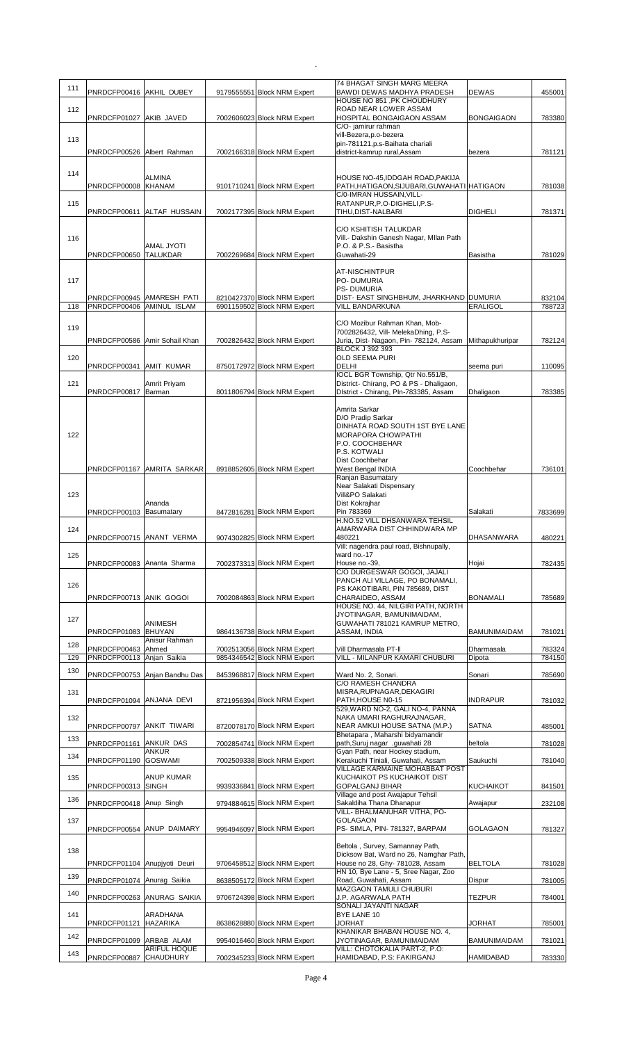| | | | | | | | | |
|---|---|---|---|---|---|---|---|---|
| 111 | PNRDCFP00416 | AKHIL DUBEY | 9179555551 | Block NRM Expert | 74 BHAGAT SINGH MARG MEERA BAWDI DEWAS MADHYA PRADESH | DEWAS | 455001 |
| 112 | PNRDCFP01027 | AKIB JAVED | 7002606023 | Block NRM Expert | HOUSE NO 851 ,PK CHOUDHURY ROAD NEAR LOWER ASSAM HOSPITAL BONGAIGAON ASSAM | BONGAIGAON | 783380 |
| 113 | PNRDCFP00526 | Albert Rahman | 7002166318 | Block NRM Expert | C/O- jamirur rahman vill-Bezera,p.o-bezera pin-781121,p.s-Baihata chariali district-kamrup rural,Assam | bezera | 781121 |
| 114 | PNRDCFP00008 | ALMINA KHANAM | 9101710241 | Block NRM Expert | HOUSE NO-45,IDDGAH ROAD,PAKIJA PATH,HATIGAON,SIJUBARI,GUWAHATI | HATIGAON | 781038 |
| 115 | PNRDCFP00611 | ALTAF HUSSAIN | 7002177395 | Block NRM Expert | C/0-IMRAN HUSSAIN,VILL-RATANPUR,P.O-DIGHELI,P.S-TIHU,DIST-NALBARI | DIGHELI | 781371 |
| 116 | PNRDCFP00650 | AMAL JYOTI TALUKDAR | 7002269684 | Block NRM Expert | C/O KSHITISH TALUKDAR Vill.- Dakshin Ganesh Nagar, MIlan Path P.O. & P.S.- Basistha Guwahati-29 | Basistha | 781029 |
| 117 | PNRDCFP00945 | AMARESH PATI | 8210427370 | Block NRM Expert | AT-NISCHINTPUR PO- DUMURIA PS- DUMURIA DIST- EAST SINGHBHUM, JHARKHAND | DUMURIA | 832104 |
| 118 | PNRDCFP00406 | AMINUL ISLAM | 6901159502 | Block NRM Expert | VILL BANDARKUNA | ERALIGOL | 788723 |
| 119 | PNRDCFP00586 | Amir Sohail Khan | 7002826432 | Block NRM Expert | C/O Mozibur Rahman Khan, Mob-7002826432, Vill- MelekaDhing, P.S-Juria, Dist- Nagaon, Pin- 782124, Assam | Mithapukhuripar | 782124 |
| 120 | PNRDCFP00341 | AMIT KUMAR | 8750172972 | Block NRM Expert | BLOCK J 392 393 OLD SEEMA PURI DELHI | seema puri | 110095 |
| 121 | PNRDCFP00817 | Amrit Priyam Barman | 8011806794 | Block NRM Expert | IOCL BGR Township, Qtr No.551/B, District- Chirang, PO & PS - Dhaligaon, DIstrict - Chirang, PIn-783385, Assam | Dhaligaon | 783385 |
| 122 | PNRDCFP01167 | AMRITA SARKAR | 8918852605 | Block NRM Expert | Amrita Sarkar D/O Pradip Sarkar DINHATA ROAD SOUTH 1ST BYE LANE MORAPORA CHOWPATHI P.O. COOCHBEHAR P.S. KOTWALI Dist Coochbehar West Bengal INDIA | Coochbehar | 736101 |
| 123 | PNRDCFP00103 | Ananda Basumatary | 8472816281 | Block NRM Expert | Ranjan Basumatary Near Salakati Dispensary Vill&PO Salakati Dist Kokrajhar Pin 783369 | Salakati | 7833699 |
| 124 | PNRDCFP00715 | ANANT VERMA | 9074302825 | Block NRM Expert | H.NO.52 VILL DHSANWARA TEHSIL AMARWARA DIST CHHINDWARA MP 480221 | DHASANWARA | 480221 |
| 125 | PNRDCFP00083 | Ananta Sharma | 7002373313 | Block NRM Expert | Vill: nagendra paul road, Bishnupally, ward no.-17 House no.-39, | Hojai | 782435 |
| 126 | PNRDCFP00713 | ANIK GOGOI | 7002084863 | Block NRM Expert | C/O DURGESWAR GOGOI, JAJALI PANCH ALI VILLAGE, PO BONAMALI, PS KAKOTIBARI, PIN 785689, DIST CHARAIDEO, ASSAM | BONAMALI | 785689 |
| 127 | PNRDCFP01083 | ANIMESH BHUYAN | 9864136738 | Block NRM Expert | HOUSE NO. 44, NILGIRI PATH, NORTH JYOTINAGAR, BAMUNIMAIDAM, GUWAHATI 781021 KAMRUP METRO, ASSAM, INDIA | BAMUNIMAIDAM | 781021 |
| 128 | PNRDCFP00463 | Anisur Rahman Ahmed | 7002513056 | Block NRM Expert | Vill Dharmasala PT-II | Dharmasala | 783324 |
| 129 | PNRDCFP00113 | Anjan Saikia | 9854346542 | Block NRM Expert | VILL - MILANPUR KAMARI CHUBURI | Dipota | 784150 |
| 130 | PNRDCFP00753 | Anjan Bandhu Das | 8453968817 | Block NRM Expert | Ward No. 2, Sonari. | Sonari | 785690 |
| 131 | PNRDCFP01094 | ANJANA DEVI | 8721956394 | Block NRM Expert | C/O RAMESH CHANDRA MISRA,RUPNAGAR,DEKAGIRI PATH,HOUSE N0-15 | INDRAPUR | 781032 |
| 132 | PNRDCFP00797 | ANKIT TIWARI | 8720078170 | Block NRM Expert | 529,WARD NO-2, GALI NO-4, PANNA NAKA UMARI RAGHURAJNAGAR, NEAR AMKUI HOUSE SATNA (M.P.) | SATNA | 485001 |
| 133 | PNRDCFP01161 | ANKUR DAS | 7002854741 | Block NRM Expert | Bhetapara , Maharshi bidyamandir path,Suruj nagar .guwahati 28 | beltola | 781028 |
| 134 | PNRDCFP01190 | ANKUR GOSWAMI | 7002509338 | Block NRM Expert | Gyan Path, near Hockey stadium, Kerakuchi Tiniali, Guwahati, Assam | Saukuchi | 781040 |
| 135 | PNRDCFP00313 | ANUP KUMAR SINGH | 9939336841 | Block NRM Expert | VILLAGE KARMAINE MOHABBAT POST KUCHAIKOT PS KUCHAIKOT DIST GOPALGANJ BIHAR | KUCHAIKOT | 841501 |
| 136 | PNRDCFP00418 | Anup Singh | 9794884615 | Block NRM Expert | Village and post Awajapur Tehsil Sakaldiha Thana Dhanapur | Awajapur | 232108 |
| 137 | PNRDCFP00554 | ANUP DAIMARY | 9954946097 | Block NRM Expert | VILL- BHALMANUHAR VITHA, PO-GOLAGAON PS- SIMLA, PIN- 781327, BARPAM | GOLAGAON | 781327 |
| 138 | PNRDCFP01104 | Anupjyoti Deuri | 9706458512 | Block NRM Expert | Beltola , Survey, Samannay Path, Dicksow Bat, Ward no 26, Namghar Path, House no 28, Ghy- 781028, Assam | BELTOLA | 781028 |
| 139 | PNRDCFP01074 | Anurag Saikia | 8638505172 | Block NRM Expert | HN 10, Bye Lane - 5, Sree Nagar, Zoo Road, Guwahati, Assam | Dispur | 781005 |
| 140 | PNRDCFP00263 | ANURAG SAIKIA | 9706724398 | Block NRM Expert | MAZGAON TAMULI CHUBURI J.P. AGARWALA PATH | TEZPUR | 784001 |
| 141 | PNRDCFP01121 | ARADHANA HAZARIKA | 8638628880 | Block NRM Expert | SONALI JAYANTI NAGAR BYE LANE 10 JORHAT | JORHAT | 785001 |
| 142 | PNRDCFP01099 | ARBAB ALAM | 9954016460 | Block NRM Expert | KHANIKAR BHABAN HOUSE NO. 4, JYOTINAGAR, BAMUNIMAIDAM | BAMUNIMAIDAM | 781021 |
| 143 | PNRDCFP00887 | ARIFUL HOQUE CHAUDHURY | 7002345233 | Block NRM Expert | VILL: CHOTOKALIA PART-2, P.O: HAMIDABAD, P.S: FAKIRGANJ | HAMIDABAD | 783330 |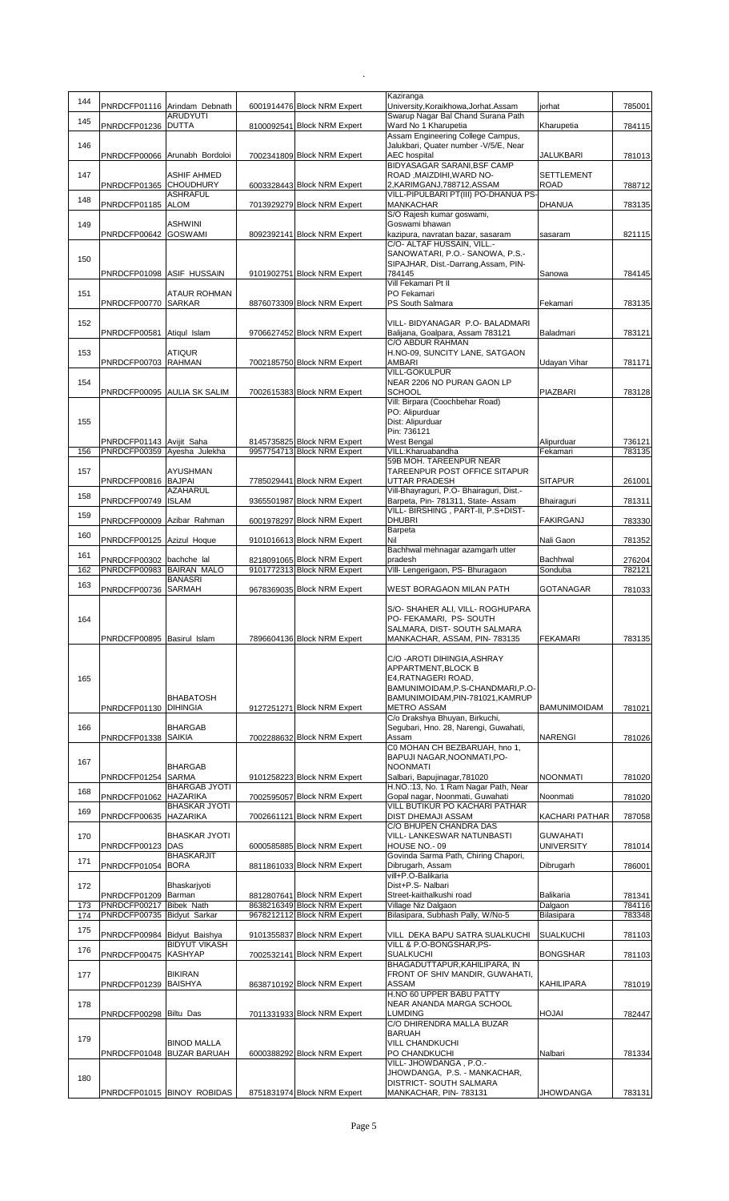| | | | | | | | |
|---|---|---|---|---|---|---|---|
| 144 | PNRDCFP01116 | Arindam Debnath | 6001914476 | Block NRM Expert | Kaziranga University,Koraikhowa,Jorhat.Assam | jorhat | 785001 |
| 145 | PNRDCFP01236 | ARUDYUTI DUTTA | 8100092541 | Block NRM Expert | Swarup Nagar Bal Chand Surana Path Ward No 1 Kharupetia | Kharupetia | 784115 |
| 146 | PNRDCFP00066 | Arunabh Bordoloi | 7002341809 | Block NRM Expert | Assam Engineering College Campus, Jalukbari, Quater number -V/5/E, Near AEC hospital | JALUKBARI | 781013 |
| 147 | PNRDCFP01365 | ASHIF AHMED CHOUDHURY | 6003328443 | Block NRM Expert | BIDYASAGAR SARANI,BSF CAMP ROAD ,MAIZDIHI,WARD NO-2,KARIMGANJ,788712,ASSAM | SETTLEMENT ROAD | 788712 |
| 148 | PNRDCFP01185 | ASHRAFUL ALOM | 7013929279 | Block NRM Expert | VILL-PIPULBARI PT(III) PO-DHANUA PS-MANKACHAR | DHANUA | 783135 |
| 149 | PNRDCFP00642 | ASHWINI GOSWAMI | 8092392141 | Block NRM Expert | S/O Rajesh kumar goswami, Goswami bhawan kazipura, navratan bazar, sasaram | sasaram | 821115 |
| 150 | PNRDCFP01098 | ASIF HUSSAIN | 9101902751 | Block NRM Expert | C/O- ALTAF HUSSAIN, VILL.- SANOWATARI, P.O.- SANOWA, P.S.- SIPAJHAR, Dist.-Darrang,Assam, PIN-784145 | Sanowa | 784145 |
| 151 | PNRDCFP00770 | ATAUR ROHMAN SARKAR | 8876073309 | Block NRM Expert | Vill Fekamari Pt II PO Fekamari PS South Salmara | Fekamari | 783135 |
| 152 | PNRDCFP00581 | Atiqul Islam | 9706627452 | Block NRM Expert | VILL- BIDYANAGAR P.O- BALADMARI Balijana, Goalpara, Assam 783121 | Baladmari | 783121 |
| 153 | PNRDCFP00703 | ATIQUR RAHMAN | 7002185750 | Block NRM Expert | C/O ABDUR RAHMAN H.NO-09, SUNCITY LANE, SATGAON AMBARI | Udayan Vihar | 781171 |
| 154 | PNRDCFP00095 | AULIA SK SALIM | 7002615383 | Block NRM Expert | VILL-GOKULPUR NEAR 2206 NO PURAN GAON LP SCHOOL | PIAZBARI | 783128 |
| 155 | PNRDCFP01143 | Avijit Saha | 8145735825 | Block NRM Expert | Vill: Birpara (Coochbehar Road) PO: Alipurduar Dist: Alipurduar Pin: 736121 West Bengal | Alipurduar | 736121 |
| 156 | PNRDCFP00359 | Ayesha Julekha | 9957754713 | Block NRM Expert | VILL:Kharuabandha | Fekamari | 783135 |
| 157 | PNRDCFP00816 | AYUSHMAN BAJPAI | 7785029441 | Block NRM Expert | 59B MOH. TAREENPUR NEAR TAREENPUR POST OFFICE SITAPUR UTTAR PRADESH | SITAPUR | 261001 |
| 158 | PNRDCFP00749 | AZAHARUL ISLAM | 9365501987 | Block NRM Expert | Vill-Bhayraguri, P.O- Bhairaguri, Dist.- Barpeta, Pin- 781311, State- Assam | Bhairaguri | 781311 |
| 159 | PNRDCFP00009 | Azibar Rahman | 6001978297 | Block NRM Expert | VILL- BIRSHING , PART-II, P.S+DIST-DHUBRI | FAKIRGANJ | 783330 |
| 160 | PNRDCFP00125 | Azizul Hoque | 9101016613 | Block NRM Expert | Barpeta Nil | Nali Gaon | 781352 |
| 161 | PNRDCFP00302 | bachche lal | 8218091065 | Block NRM Expert | Bachhwal mehnagar azamgarh utter pradesh | Bachhwal | 276204 |
| 162 | PNRDCFP00983 | BAIRAN MALO | 9101772313 | Block NRM Expert | Vill- Lengerigaon, PS- Bhuragaon | Sonduba | 782121 |
| 163 | PNRDCFP00736 | BANASRI SARMAH | 9678369035 | Block NRM Expert | WEST BORAGAON MILAN PATH | GOTANAGAR | 781033 |
| 164 | PNRDCFP00895 | Basirul Islam | 7896604136 | Block NRM Expert | S/O- SHAHER ALI, VILL- ROGHUPARA PO- FEKAMARI, PS- SOUTH SALMARA, DIST- SOUTH SALMARA MANKACHAR, ASSAM, PIN- 783135 | FEKAMARI | 783135 |
| 165 | PNRDCFP01130 | BHABATOSH DIHINGIA | 9127251271 | Block NRM Expert | C/O -AROTI DIHINGIA,ASHRAY APPARTMENT,BLOCK B E4,RATNAGERI ROAD, BAMUNIMOIDAM,P.S-CHANDMARI,P.O-BAMUNIMOIDAM,PIN-781021,KAMRUP METRO ASSAM | BAMUNIMOIDAM | 781021 |
| 166 | PNRDCFP01338 | BHARGAB SAIKIA | 7002288632 | Block NRM Expert | C/o Drakshya Bhuyan, Birkuchi, Segubari, Hno. 28, Narengi, Guwahati, Assam | NARENGI | 781026 |
| 167 | PNRDCFP01254 | BHARGAB SARMA | 9101258223 | Block NRM Expert | C0 MOHAN CH BEZBARUAH, hno 1, BAPUJI NAGAR,NOONMATI,PO-NOONMATI Salbari, Bapujinagar,781020 | NOONMATI | 781020 |
| 168 | PNRDCFP01062 | BHARGAB JYOTI HAZARIKA | 7002595057 | Block NRM Expert | H.NO.:13, No. 1 Ram Nagar Path, Near Gopal nagar, Noonmati, Guwahati | Noonmati | 781020 |
| 169 | PNRDCFP00635 | BHASKAR JYOTI HAZARIKA | 7002661121 | Block NRM Expert | VILL BUTIKUR PO KACHARI PATHAR DIST DHEMAJI ASSAM | KACHARI PATHAR | 787058 |
| 170 | PNRDCFP00123 | BHASKAR JYOTI DAS | 6000585885 | Block NRM Expert | C/O BHUPEN CHANDRA DAS VILL- LANKESWAR NATUNBASTI HOUSE NO.- 09 | GUWAHATI UNIVERSITY | 781014 |
| 171 | PNRDCFP01054 | BHASKARJIT BORA | 8811861033 | Block NRM Expert | Govinda Sarma Path, Chiring Chapori, Dibrugarh, Assam | Dibrugarh | 786001 |
| 172 | PNRDCFP01209 | Bhaskarjyoti Barman | 8812807641 | Block NRM Expert | vill+P.O-Balikaria Dist+P.S- Nalbari Street-kaithalkushi road | Balikaria | 781341 |
| 173 | PNRDCFP00217 | Bibek Nath | 8638216349 | Block NRM Expert | Village Niz Dalgaon | Dalgaon | 784116 |
| 174 | PNRDCFP00735 | Bidyut Sarkar | 9678212112 | Block NRM Expert | Bilasipara, Subhash Pally, W/No-5 | Bilasipara | 783348 |
| 175 | PNRDCFP00984 | Bidyut Baishya | 9101355837 | Block NRM Expert | VILL DEKA BAPU SATRA SUALKUCHI | SUALKUCHI | 781103 |
| 176 | PNRDCFP00475 | BIDYUT VIKASH KASHYAP | 7002532141 | Block NRM Expert | VILL & P.O-BONGSHAR,PS-SUALKUCHI | BONGSHAR | 781103 |
| 177 | PNRDCFP01239 | BIKIRAN BAISHYA | 8638710192 | Block NRM Expert | BHAGADUTTAPUR,KAHILIPARA, IN FRONT OF SHIV MANDIR, GUWAHATI, ASSAM | KAHILIPARA | 781019 |
| 178 | PNRDCFP00298 | Biltu Das | 7011331933 | Block NRM Expert | H.NO 60 UPPER BABU PATTY NEAR ANANDA MARGA SCHOOL LUMDING | HOJAI | 782447 |
| 179 | PNRDCFP01048 | BINOD MALLA BUZAR BARUAH | 6000388292 | Block NRM Expert | C/O DHIRENDRA MALLA BUZAR BARUAH VILL CHANDKUCHI PO CHANDKUCHI | Nalbari | 781334 |
| 180 | PNRDCFP01015 | BINOY ROBIDAS | 8751831974 | Block NRM Expert | VILL- JHOWDANGA , P.O.- JHOWDANGA, P.S. - MANKACHAR, DISTRICT- SOUTH SALMARA MANKACHAR, PIN- 783131 | JHOWDANGA | 783131 |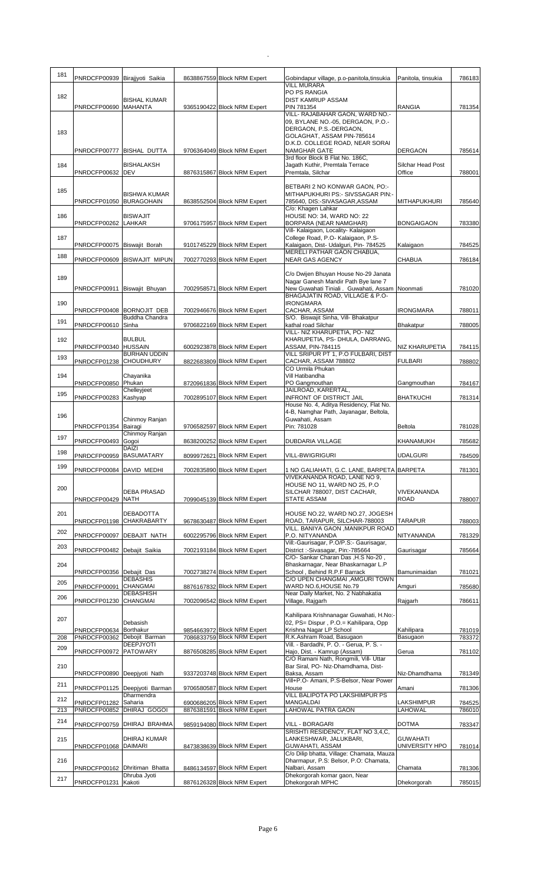| 181 | PNRDCFP00939 | Birajjyoti Saikia | 8638867559 | Block NRM Expert | Gobindapur village, p.o-panitola,tinsukia | Panitola, tinsukia | 786183 |
|---|---|---|---|---|---|---|---|
| 182 | PNRDCFP00690 | BISHAL KUMAR MAHANTA | 9365190422 | Block NRM Expert | VILL MURARA PO PS RANGIA DIST KAMRUP ASSAM PIN 781354 | RANGIA | 781354 |
| 183 | PNRDCFP00777 | BISHAL DUTTA | 9706364049 | Block NRM Expert | VILL- RAJABAHAR GAON, WARD NO.-09, BYLANE NO.-05, DERGAON, P.O.-DERGAON, P.S.-DERGAON, GOLAGHAT, ASSAM PIN-785614 D.K.D. COLLEGE ROAD, NEAR SORAI NAMGHAR GATE | DERGAON | 785614 |
| 184 | PNRDCFP00632 | BISHALAKSH DEV | 8876315867 | Block NRM Expert | 3rd floor Block B Flat No. 186C, Jagath Kuthir, Premtala Terrace Premtala, Silchar | Silchar Head Post Office | 788001 |
| 185 | PNRDCFP01050 | BISHWA KUMAR BURAGOHAIN | 8638552504 | Block NRM Expert | BETBARI 2 NO KONWAR GAON, PO:-MITHAPUKHURI PS:- SIVSSAGAR PIN:-785640, DIS:-SIVASAGAR,ASSAM | MITHAPUKHURI | 785640 |
| 186 | PNRDCFP00262 | BISWAJIT LAHKAR | 9706175957 | Block NRM Expert | C/o: Khagen Lahkar HOUSE NO: 34, WARD NO: 22 BORPARA (NEAR NAMGHAR) | BONGAIGAON | 783380 |
| 187 | PNRDCFP00075 | Biswajit Borah | 9101745229 | Block NRM Expert | Vill- Kalaigaon, Locality- Kalaigaon College Road, P.O- Kalaigaon, P.S-Kalaigaon, Dist- Udalguri, Pin- 784525 | Kalaigaon | 784525 |
| 188 | PNRDCFP00609 | BISWAJIT MIPUN | 7002770293 | Block NRM Expert | MERELI PATHAR GAON CHABUA, NEAR GAS AGENCY | CHABUA | 786184 |
| 189 | PNRDCFP00911 | Biswajit Bhuyan | 7002958571 | Block NRM Expert | C/o Dwijen Bhuyan House No-29 Janata Nagar Ganesh Mandir Path Bye lane 7 New Guwahati Tiniali . Guwahati, Assam | Noonmati | 781020 |
| 190 | PNRDCFP00408 | BORNOJIT DEB | 7002946676 | Block NRM Expert | BHAGAJATIN ROAD, VILLAGE & P.O-IRONGMARA CACHAR, ASSAM | IRONGMARA | 788011 |
| 191 | PNRDCFP00610 | Buddha Chandra Sinha | 9706822169 | Block NRM Expert | S/O. Biswajit Sinha, Vill- Bhakatpur kathal road Silchar | Bhakatpur | 788005 |
| 192 | PNRDCFP00340 | BULBUL HUSSAIN | 6002923878 | Block NRM Expert | VILL- NIZ KHARUPETIA, PO- NIZ KHARUPETIA, PS- DHULA, DARRANG, ASSAM, PIN-784115 | NIZ KHARUPETIA | 784115 |
| 193 | PNRDCFP01238 | BURHAN UDDIN CHOUDHURY | 8822683809 | Block NRM Expert | VILL SRIPUR PT 1, P.O FULBARI, DIST CACHAR, ASSAM 788802 | FULBARI | 788802 |
| 194 | PNRDCFP00850 | Chayanika Phukan | 8720961836 | Block NRM Expert | CO Urmila Phukan Vill Hatibandha PO Gangmouthan | Gangmouthan | 784167 |
| 195 | PNRDCFP00283 | Chelleyjeet Kashyap | 7002895107 | Block NRM Expert | JAILROAD, KARERTAL, INFRONT OF DISTRICT JAIL | BHATKUCHI | 781314 |
| 196 | PNRDCFP01354 | Chinmoy Ranjan Bairagi | 9706582597 | Block NRM Expert | House No. 4, Aditya Residency, Flat No. 4-B, Namghar Path, Jayanagar, Beltola, Guwahati, Assam Pin: 781028 | Beltola | 781028 |
| 197 | PNRDCFP00493 | Chinmoy Ranjan Gogoi | 8638200252 | Block NRM Expert | DUBDARIA VILLAGE | KHANAMUKH | 785682 |
| 198 | PNRDCFP00959 | DAIZI BASUMATARY | 8099972621 | Block NRM Expert | VILL-BWIGRIGURI | UDALGURI | 784509 |
| 199 | PNRDCFP00084 | DAVID MEDHI | 7002835890 | Block NRM Expert | 1 NO GALIAHATI, G.C. LANE, BARPETA | BARPETA | 781301 |
| 200 | PNRDCFP00429 | DEBA PRASAD NATH | 7099045139 | Block NRM Expert | VIVEKANANDA ROAD, LANE NO 9, HOUSE NO 11, WARD NO 25, P.O SILCHAR 788007, DIST CACHAR, STATE ASSAM | VIVEKANANDA ROAD | 788007 |
| 201 | PNRDCFP01198 | DEBADOTTA CHAKRABARTY | 9678630487 | Block NRM Expert | HOUSE NO.22, WARD NO.27, JOGESH ROAD, TARAPUR, SILCHAR-788003 | TARAPUR | 788003 |
| 202 | PNRDCFP00097 | DEBAJIT NATH | 6002295796 | Block NRM Expert | VILL. BANIYA GAON ,MANIKPUR ROAD P.O. NITYANANDA | NITYANANDA | 781329 |
| 203 | PNRDCFP00482 | Debajit Saikia | 7002193184 | Block NRM Expert | Vill:-Gaurisagar, P.O/P.S:- Gaurisagar, District :-Sivasagar, Pin:-785664 | Gaurisagar | 785664 |
| 204 | PNRDCFP00356 | Debajit Das | 7002738274 | Block NRM Expert | C/O- Sankar Charan Das ,H.S No-20 , Bhaskarnagar, Near Bhaskarnagar L.P School , Behind R.P.F Barrack | Bamunimaidan | 781021 |
| 205 | PNRDCFP00091 | DEBASHIS CHANGMAI | 8876167832 | Block NRM Expert | C/O UPEN CHANGMAI ,AMGURI TOWN WARD NO.6,HOUSE No.79 | Amguri | 785680 |
| 206 | PNRDCFP01230 | DEBASHISH CHANGMAI | 7002096542 | Block NRM Expert | Near Daily Market, No. 2 Nabhakatia Village, Rajgarh | Rajgarh | 786611 |
| 207 | PNRDCFP00634 | Debasish Borthakur | 9854663972 | Block NRM Expert | Kahilipara Krishnanagar Guwahati, H.No:-02, PS= Dispur , P.O.= Kahilipara, Opp Krishna Nagar LP School | Kahilipara | 781019 |
| 208 | PNRDCFP00362 | Debojit Barman | 7086833759 | Block NRM Expert | R.K.Ashram Road, Basugaon | Basugaon | 783372 |
| 209 | PNRDCFP00972 | DEEPJYOTI PATOWARY | 8876508285 | Block NRM Expert | Vill. - Bardadhi, P. O. - Gerua, P. S. - Hajo, Dist. - Kamrup (Assam) | Gerua | 781102 |
| 210 | PNRDCFP00890 | Deepjyoti Nath | 9337203748 | Block NRM Expert | C/O Ramani Nath, Rongmili, Vill- Uttar Bar Siral, PO- Niz-Dhamdhama, Dist-Baksa, Assam | Niz-Dhamdhama | 781349 |
| 211 | PNRDCFP01125 | Deepjyoti Barman | 9706580587 | Block NRM Expert | Vill+P.O- Amani, P.S-Belsor, Near Power House | Amani | 781306 |
| 212 | PNRDCFP01282 | Dharmendra Saharia | 6900686205 | Block NRM Expert | VILL BALIPOTA PO LAKSHIMPUR PS MANGALDAI | LAKSHIMPUR | 784525 |
| 213 | PNRDCFP00852 | DHIRAJ GOGOI | 8876381591 | Block NRM Expert | LAHOWAL PATRA GAON | LAHOWAL | 786010 |
| 214 | PNRDCFP00759 | DHIRAJ BRAHMA | 9859194080 | Block NRM Expert | VILL - BORAGARI | DOTMA | 783347 |
| 215 | PNRDCFP01068 | DHIRAJ KUMAR DAIMARI | 8473838639 | Block NRM Expert | SRISHTI RESIDENCY, FLAT NO 3,4,C, LANKESHWAR, JALUKBARI, GUWAHATI, ASSAM | GUWAHATI UNIVERSITY HPO | 781014 |
| 216 | PNRDCFP00162 | Dhritiman Bhatta | 8486134597 | Block NRM Expert | C/o Dilip bhatta, Village: Chamata, Mauza Dharmapur, P.S: Belsor, P.O: Chamata, Nalbari, Assam | Chamata | 781306 |
| 217 | PNRDCFP01231 | Dhruba Jyoti Kakoti | 8876126328 | Block NRM Expert | Dhekorgorah komar gaon, Near Dhekorgorah MPHC | Dhekorgorah | 785015 |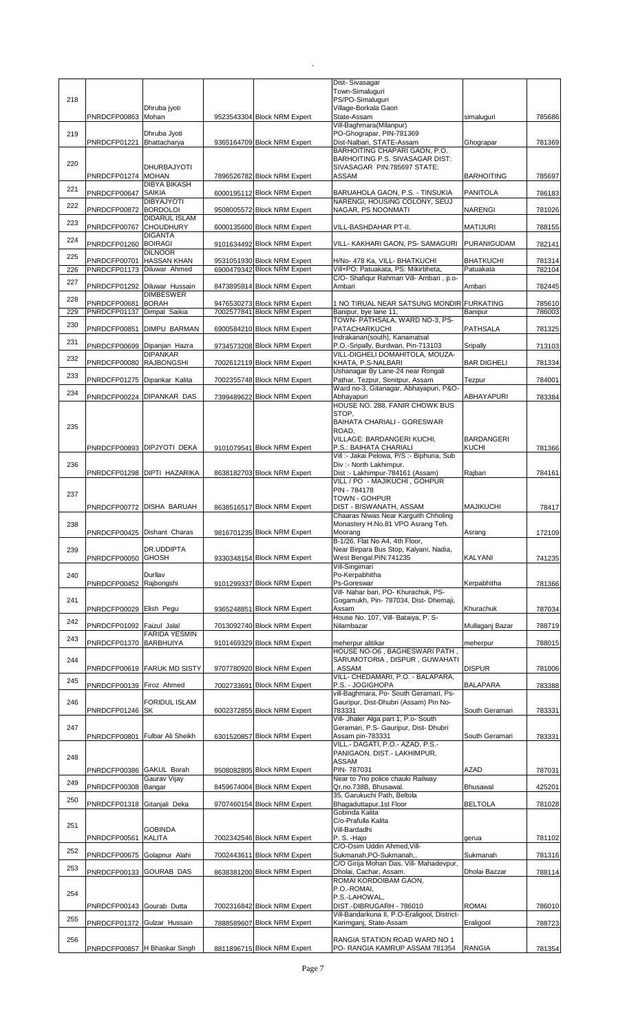| | | | | | | | |
|---|---|---|---|---|---|---|---|
| 218 | PNRDCFP00863 | Dhruba jyoti Mohan | 9523543304 | Block NRM Expert | Dist- Sivasagar Town-Simaluguri PS/PO-Simaluguri Village-Borkala Gaon State-Assam | simaluguri | 785686 |
| 219 | PNRDCFP01221 | Dhruba Jyoti Bhattacharya | 9365164709 | Block NRM Expert | Vill-Baghmara(Milanpur) PO-Ghograpar, PIN-781369 Dist-Nalbari, STATE-Assam | Ghograpar | 781369 |
| 220 | PNRDCFP01274 | DHURBAJYOTI MOHAN | 7896526782 | Block NRM Expert | BARHOITING CHAPARI GAON, P.O. BARHOITING P.S. SIVASAGAR DIST: SIVASAGAR PIN:785697 STATE: ASSAM | BARHOITING | 785697 |
| 221 | PNRDCFP00647 | DIBYA BIKASH SAIKIA | 6000195112 | Block NRM Expert | BARUAHOLA GAON, P.S. - TINSUKIA | PANITOLA | 786183 |
| 222 | PNRDCFP00872 | DIBYAJYOTI BORDOLOI | 9508005572 | Block NRM Expert | NARENGI, HOUSING COLONY, SEUJ NAGAR, PS NOONMATI | NARENGI | 781026 |
| 223 | PNRDCFP00767 | DIDARUL ISLAM CHOUDHURY | 6000135600 | Block NRM Expert | VILL-BASHDAHAR PT-II. | MATIJURI | 788155 |
| 224 | PNRDCFP01260 | DIGANTA BOIRAGI | 9101634492 | Block NRM Expert | VILL- KAKHARI GAON, PS- SAMAGURI | PURANIGUDAM | 782141 |
| 225 | PNRDCFP00701 | DILNOOR HASSAN KHAN | 9531051930 | Block NRM Expert | H/No- 478 Ka, VILL- BHATKUCHI | BHATKUCHI | 781314 |
| 226 | PNRDCFP01173 | Diluwar Ahmed | 6900479342 | Block NRM Expert | Vill+PO: Patuakata, PS: Mikirbheta, | Patuakata | 782104 |
| 227 | PNRDCFP01292 | Diluwar Hussain | 8473895914 | Block NRM Expert | C/O- Shafiqur Rahman Vill- Ambari , p.o- Ambari | Ambari | 782445 |
| 228 | PNRDCFP00681 | DIMBESWER BORAH | 9476530273 | Block NRM Expert | 1 NO TIRUAL NEAR SATSUNG MONDIR | FURKATING | 785610 |
| 229 | PNRDCFP01137 | Dimpal Saikia | 7002577841 | Block NRM Expert | Banipur, bye lane 11, | Banipur | 786003 |
| 230 | PNRDCFP00851 | DIMPU BARMAN | 6900584210 | Block NRM Expert | TOWN- PATHSALA, WARD NO-3, PS- PATACHARKUCHI | PATHSALA | 781325 |
| 231 | PNRDCFP00699 | Dipanjan Hazra | 9734573208 | Block NRM Expert | Indrakanan(south), Kanainatsal P.O.-Sripally, Burdwan, Pin-713103 | Sripally | 713103 |
| 232 | PNRDCFP00080 | DIPANKAR RAJBONGSHI | 7002612119 | Block NRM Expert | VILL-DIGHELI DOMAHITOLA, MOUZA-KHATA, P.S-NALBARI | BAR DIGHELI | 781334 |
| 233 | PNRDCFP01275 | Dipankar Kalita | 7002355748 | Block NRM Expert | Ushanagar By Lane-24 near Rongali Pathar, Tezpur, Sonitpur, Assam | Tezpur | 784001 |
| 234 | PNRDCFP00224 | DIPANKAR DAS | 7399489622 | Block NRM Expert | Ward no-3, Gitanagar, Abhayapuri, P&O-Abhayapuri | ABHAYAPURI | 783384 |
| 235 | PNRDCFP00893 | DIPJYOTI DEKA | 9101079541 | Block NRM Expert | HOUSE NO. 288, FANIR CHOWK BUS STOP, BAIHATA CHARIALI - GORESWAR ROAD, VILLAGE: BARDANGERI KUCHI, P.S.: BAIHATA CHARIALI | BARDANGERI KUCHI | 781366 |
| 236 | PNRDCFP01298 | DIPTI HAZARIKA | 8638182703 | Block NRM Expert | Vill :- Jakai Pelowa, P/S :- Biphuria, Sub Div :- North Lakhimpur. Dist :- Lakhimpur-784161 (Assam) | Rajbari | 784161 |
| 237 | PNRDCFP00772 | DISHA BARUAH | 8638516517 | Block NRM Expert | VILL / PO - MAJIKUCHI , GOHPUR PIN - 784178 TOWN - GOHPUR DIST - BISWANATH, ASSAM | MAJIKUCHI | 78417 |
| 238 | PNRDCFP00425 | Dishant Charas | 9816701235 | Block NRM Expert | Chaaras Niwas Near Karguith Chholing Monastery H.No.81 VPO Asrang Teh. Moorang | Asrang | 172109 |
| 239 | PNRDCFP00050 | DR.UDDIPTA GHOSH | 9330348154 | Block NRM Expert | B-1/26, Flat No A4, 4th Floor, Near Birpara Bus Stop, Kalyani, Nadia, West Bengal.PIN:741235 | KALYANI | 741235 |
| 240 | PNRDCFP00452 | Durllav Rajbongshi | 9101299337 | Block NRM Expert | Vill-Singimari Po-Kerpabhitha Ps-Goreswar | Kerpabhitha | 781366 |
| 241 | PNRDCFP00029 | Elish Pegu | 9365248851 | Block NRM Expert | Vill- Nahar bari, PO- Khurachuk, PS- Gogamukh, Pin- 787034, Dist- Dhemaji, Assam | Khurachuk | 787034 |
| 242 | PNRDCFP01092 | Faizul Jalal | 7013092740 | Block NRM Expert | House No. 107, Vill- Bataiya, P. S- Nilambazar | Mullaganj Bazar | 788719 |
| 243 | PNRDCFP01370 | FARIDA YESMIN BARBHUIYA | 9101469329 | Block NRM Expert | meherpur alitikar | meherpur | 788015 |
| 244 | PNRDCFP00619 | FARUK MD SISTY | 9707780920 | Block NRM Expert | HOUSE NO-06 , BAGHESWARI PATH , SARUMOTORIA , DISPUR , GUWAHATI , ASSAM | DISPUR | 781006 |
| 245 | PNRDCFP00139 | Firoz Ahmed | 7002733691 | Block NRM Expert | VILL- CHEDAMARI, P.O. - BALAPARA, P.S. - JOGIGHOPA | BALAPARA | 783388 |
| 246 | PNRDCFP01246 | FORIDUL ISLAM SK | 6002372855 | Block NRM Expert | vill-Baghmara, Po- South Geramari, Ps- Gauripur, Dist-Dhubri (Assam) Pin No-783331 | South Geramari | 783331 |
| 247 | PNRDCFP00801 | Fulbar Ali Sheikh | 6301520857 | Block NRM Expert | Vill- Jhaler Alga part 1, P.o- South Geramari, P.S- Gauripur, Dist- Dhubri Assam pin-783331 | South Geramari | 783331 |
| 248 | PNRDCFP00386 | GAKUL Borah | 9508082805 | Block NRM Expert | VILL.- DAGATI, P.O.- AZAD, P.S.- PANIGAON, DIST.- LAKHIMPUR, ASSAM PIN- 787031 | AZAD | 787031 |
| 249 | PNRDCFP00308 | Gaurav Vijay Bangar | 8459674004 | Block NRM Expert | Near to 7no police chauki Railway Qr.no.738B, Bhusawal. | Bhusawal | 425201 |
| 250 | PNRDCFP01318 | Gitanjali Deka | 9707460154 | Block NRM Expert | 35, Garukuchi Path, Beltola Bhagaduttapur,1st Floor | BELTOLA | 781028 |
| 251 | PNRDCFP00561 | GOBINDA KALITA | 7002342546 | Block NRM Expert | Gobinda Kalita C/o-Prafulla Kalita Vill-Bardadhi P. S. -Hajo | gerua | 781102 |
| 252 | PNRDCFP00675 | Golapnur Alahi | 7002443611 | Block NRM Expert | C/O-Osim Uddin Ahmed,Vill-Sukmanah,PO-Sukmanah,, | Sukmanah | 781316 |
| 253 | PNRDCFP00133 | GOURAB DAS | 8638381200 | Block NRM Expert | C/O Girija Mohan Das, Vill- Mahadevpur, Dholai, Cachar, Assam. | Dholai Bazzar | 788114 |
| 254 | PNRDCFP00143 | Gourab Dutta | 7002316842 | Block NRM Expert | ROMAI KORDOIBAM GAON, P.O.-ROMAI, P.S.-LAHOWAL, DIST.-DIBRUGARH - 786010 | ROMAI | 786010 |
| 255 | PNRDCFP01372 | Gulzar Hussain | 7888589607 | Block NRM Expert | Vill-Bandarkuna II, P.O-Eraligool, District-Karimganj, State-Assam | Eraligool | 788723 |
| 256 | PNRDCFP00857 | H Bhaskar Singh | 8811896715 | Block NRM Expert | RANGIA STATION ROAD WARD NO 1 PO- RANGIA KAMRUP ASSAM 781354 | RANGIA | 781354 |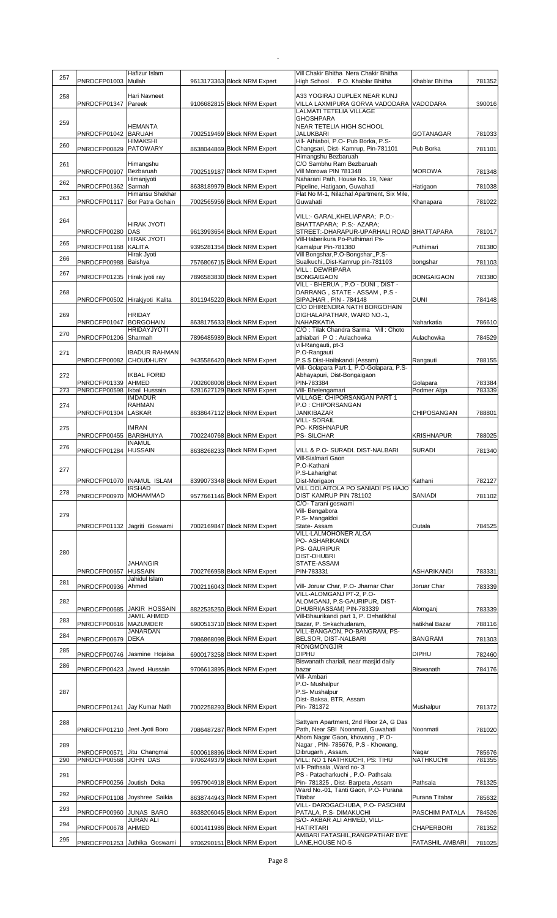| | | | | | | | |
|---|---|---|---|---|---|---|---|
| 257 | PNRDCFP01003 | Hafizur Islam Mullah | 9613173363 | Block NRM Expert | Vill Chakir Bhitha Nera Chakir Bhitha High School . P.O. Khablar Bhitha | Khablar Bhitha | 781352 |
| 258 | PNRDCFP01347 | Hari Navneet Pareek | 9106682815 | Block NRM Expert | A33 YOGIRAJ DUPLEX NEAR KUNJ VILLA LAXMIPURA GORVA VADODARA | VADODARA | 390016 |
| 259 | PNRDCFP01042 | HEMANTA BARUAH | 7002519469 | Block NRM Expert | LALMATI TETELIA VILLAGE GHOSHPARA NEAR TETELIA HIGH SCHOOL JALUKBARI | GOTANAGAR | 781033 |
| 260 | PNRDCFP00829 | HIMAKSHI PATOWARY | 8638044869 | Block NRM Expert | vill- Athiaboi, P.O- Pub Borka, P.S- Changsari, Dist- Kamrup, Pin-781101 | Pub Borka | 781101 |
| 261 | PNRDCFP00907 | Himangshu Bezbaruah | 7002519187 | Block NRM Expert | Himangshu Bezbaruah C/O Sambhu Ram Bezbaruah Vill Morowa PIN 781348 | MOROWA | 781348 |
| 262 | PNRDCFP01362 | Himanjyoti Sarmah | 8638189979 | Block NRM Expert | Naharani Path, House No. 19, Near Pipeline, Hatigaon, Guwahati | Hatigaon | 781038 |
| 263 | PNRDCFP01117 | Himansu Shekhar Bor Patra Gohain | 7002565956 | Block NRM Expert | Flat No M-1, Nilachal Apartment, Six Mile, Guwahati | Khanapara | 781022 |
| 264 | PNRDCFP00280 | HIRAK JYOTI DAS | 9613993654 | Block NRM Expert | VILL:- GARAL,KHELIAPARA; P.O:- BHATTAPARA; P.S:- AZARA; STREET:-DHARAPUR-UPARHALI ROAD | BHATTAPARA | 781017 |
| 265 | PNRDCFP01168 | HIRAK JYOTI KALITA | 9395281354 | Block NRM Expert | Vill-Haberikura Po-Puthimari Ps-Kamalpur Pin-781380 | Puthimari | 781380 |
| 266 | PNRDCFP00988 | Hirak Jyoti Baishya | 7576806715 | Block NRM Expert | Vill Bongshar,P.O-Bongshar,,P.S-Sualkuchi,,Dist-Kamrup pin-781103 | bongshar | 781103 |
| 267 | PNRDCFP01235 | Hirak jyoti ray | 7896583830 | Block NRM Expert | VILL : DEWRIPARA BONGAIGAON | BONGAIGAON | 783380 |
| 268 | PNRDCFP00502 | Hirakjyoti Kalita | 8011945220 | Block NRM Expert | VILL - BHERUA , P.O - DUNI , DIST - DARRANG , STATE - ASSAM , P.S - SIPAJHAR , PIN - 784148 | DUNI | 784148 |
| 269 | PNRDCFP01047 | HRIDAY BORGOHAIN | 8638175633 | Block NRM Expert | C/O DHIRENDRA NATH BORGOHAIN DIGHALAPATHAR, WARD NO.-1, NAHARKATIA | Naharkatia | 786610 |
| 270 | PNRDCFP01206 | HRIDAYJYOTI Sharmah | 7896485989 | Block NRM Expert | C/O : Tilak Chandra Sarma Vill : Choto athiabari P O : Aulachowka | Aulachowka | 784529 |
| 271 | PNRDCFP00082 | IBADUR RAHMAN CHOUDHURY | 9435586420 | Block NRM Expert | vill-Rangauti, pt-3 P.O-Rangauti P.S $ Dist-Hailakandi (Assam) | Rangauti | 788155 |
| 272 | PNRDCFP01339 | IKBAL FORID AHMED | 7002608008 | Block NRM Expert | Vill- Golapara Part-1, P.O-Golapara, P.S-Abhayapuri, Dist-Bongaigaon PIN-783384 | Golapara | 783384 |
| 273 | PNRDCFP00598 | Ikbal Hussain | 6281627129 | Block NRM Expert | Vill- Bhelengamari | Podmer Alga | 783339 |
| 274 | PNRDCFP01304 | IMDADUR RAHMAN LASKAR | 8638647112 | Block NRM Expert | VILLAGE: CHIPORSANGAN PART 1 P.O : CHIPORSANGAN JANKIBAZAR | CHIPOSANGAN | 788801 |
| 275 | PNRDCFP00455 | IMRAN BARBHUIYA | 7002240768 | Block NRM Expert | VILL- SORAIL PO- KRISHNAPUR PS- SILCHAR | KRISHNAPUR | 788025 |
| 276 | PNRDCFP01284 | INAMUL HUSSAIN | 8638268233 | Block NRM Expert | VILL & P.O- SURADI. DIST-NALBARI | SURADI | 781340 |
| 277 | PNRDCFP01070 | INAMUL ISLAM | 8399073348 | Block NRM Expert | Vill-Sialmari Gaon P.O-Kathani P.S-Laharighat Dist-Morigaon | Kathani | 782127 |
| 278 | PNRDCFP00970 | IRSHAD MOHAMMAD | 9577661146 | Block NRM Expert | VILL DOLAITOLA PO SANIADI PS HAJO DIST KAMRUP PIN 781102 | SANIADI | 781102 |
| 279 | PNRDCFP01132 | Jagriti Goswami | 7002169847 | Block NRM Expert | C/O- Tarani goswami Vill- Bengabora P.S- Mangaldoi State- Assam | Outala | 784525 |
| 280 | PNRDCFP00657 | JAHANGIR HUSSAIN | 7002766958 | Block NRM Expert | VILL-LALMOHONER ALGA PO- ASHARIKANDI PS- GAURIPUR DIST-DHUBRI STATE-ASSAM PIN-783331 | ASHARIKANDI | 783331 |
| 281 | PNRDCFP00936 | Jahidul Islam Ahmed | 7002116043 | Block NRM Expert | Vill- Joruar Char, P.O- Jharnar Char | Joruar Char | 783339 |
| 282 | PNRDCFP00685 | JAKIR HOSSAIN | 8822535250 | Block NRM Expert | VILL-ALOMGANJ PT-2, P.O-ALOMGANJ, P.S-GAURIPUR, DIST-DHUBRI(ASSAM) PIN-783339 | Alomganj | 783339 |
| 283 | PNRDCFP00616 | JAMIL AHMED MAZUMDER | 6900513710 | Block NRM Expert | Vill-Bhaurikandi part 1, P. O=hatikhal Bazar, P. S=kachudaram, | hatikhal Bazar | 788116 |
| 284 | PNRDCFP00679 | JANARDAN DEKA | 7086868098 | Block NRM Expert | VILL-BANGAON, PO-BANGRAM, PS-BELSOR, DIST-NALBARI | BANGRAM | 781303 |
| 285 | PNRDCFP00746 | Jasmine Hojaisa | 6900173258 | Block NRM Expert | RONGMONGJIR DIPHU | DIPHU | 782460 |
| 286 | PNRDCFP00423 | Javed Hussain | 9706613895 | Block NRM Expert | Biswanath chariali, near masjid daily bazar | Biswanath | 784176 |
| 287 | PNRDCFP01241 | Jay Kumar Nath | 7002258293 | Block NRM Expert | Vill- Ambari P.O- Mushalpur P.S- Mushalpur Dist- Baksa, BTR, Assam Pin- 781372 | Mushalpur | 781372 |
| 288 | PNRDCFP01210 | Jeet Jyoti Boro | 7086487287 | Block NRM Expert | Sattyam Apartment, 2nd Floor 2A, G Das Path, Near SBI Noonmati, Guwahati | Noonmati | 781020 |
| 289 | PNRDCFP00571 | Jitu Changmai | 6000618896 | Block NRM Expert | Ahom Nagar Gaon, khowang , P.O-Nagar , PIN- 785676, P.S - Khowang, Dibrugarh , Assam. | Nagar | 785676 |
| 290 | PNRDCFP00568 | JOHN DAS | 9706249379 | Block NRM Expert | VILL: NO 1 NATHKUCHI, PS: TIHU | NATHKUCHI | 781355 |
| 291 | PNRDCFP00256 | Joutish Deka | 9957904918 | Block NRM Expert | vill- Pathsala ,Ward no- 3 PS - Patacharkuchi , P.O- Pathsala Pin- 781325 , Dist- Barpeta ,Assam | Pathsala | 781325 |
| 292 | PNRDCFP01108 | Joyshree Saikia | 8638744943 | Block NRM Expert | Ward No.-01, Tanti Gaon, P.O- Purana Titabar | Purana Titabar | 785632 |
| 293 | PNRDCFP00960 | JUNAS BARO | 8638206045 | Block NRM Expert | VILL- DAROGACHUBA, P.O- PASCHIM PATALA, P.S- DIMAKUCHI | PASCHIM PATALA | 784526 |
| 294 | PNRDCFP00678 | JURAN ALI AHMED | 6001411986 | Block NRM Expert | S/O- AKBAR ALI AHMED, VILL-HATIRTARI | CHAPERBORI | 781352 |
| 295 | PNRDCFP01253 | Juthika Goswami | 9706290151 | Block NRM Expert | AMBARI FATASHIL,RANGPATHAR BYE LANE,HOUSE NO-5 | FATASHIL AMBARI | 781025 |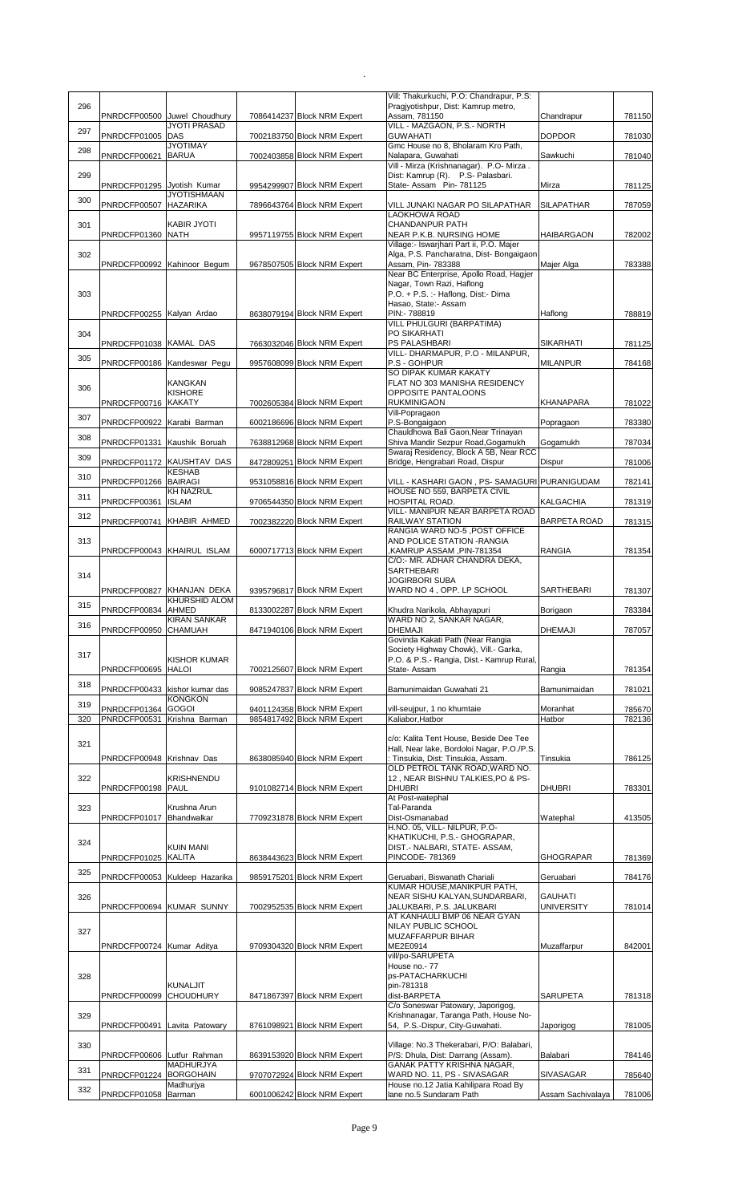| 296 | PNRDCFP00500 | Juwel Choudhury | 7086414237 | Block NRM Expert | Vill: Thakurkuchi, P.O: Chandrapur, P.S: Pragjyotishpur, Dist: Kamrup metro, Assam, 781150 | Chandrapur | 781150 |
|---|---|---|---|---|---|---|---|
| 297 | PNRDCFP01005 | JYOTI PRASAD DAS | 7002183750 | Block NRM Expert | VILL - MAZGAON, P.S.- NORTH GUWAHATI | DOPDOR | 781030 |
| 298 | PNRDCFP00621 | JYOTIMAY BARUA | 7002403858 | Block NRM Expert | Gmc House no 8, Bholaram Kro Path, Nalapara, Guwahati | Sawkuchi | 781040 |
| 299 | PNRDCFP01295 | Jyotish Kumar | 9954299907 | Block NRM Expert | Vill - Mirza (Krishnanagar). P.O- Mirza . Dist: Kamrup (R). P.S- Palasbari. State- Assam Pin- 781125 | Mirza | 781125 |
| 300 | PNRDCFP00507 | JYOTISHMAAN HAZARIKA | 7896643764 | Block NRM Expert | VILL JUNAKI NAGAR PO SILAPATHAR | SILAPATHAR | 787059 |
| 301 | PNRDCFP01360 | KABIR JYOTI NATH | 9957119755 | Block NRM Expert | LAOKHOWA ROAD CHANDANPUR PATH NEAR P.K.B. NURSING HOME | HAIBARGAON | 782002 |
| 302 | PNRDCFP00992 | Kahinoor Begum | 9678507505 | Block NRM Expert | Village:- Iswarjhari Part ii, P.O. Majer Alga, P.S. Pancharatna, Dist- Bongaigaon Assam, Pin- 783388 | Majer Alga | 783388 |
| 303 | PNRDCFP00255 | Kalyan Ardao | 8638079194 | Block NRM Expert | Near BC Enterprise, Apollo Road, Hagjer Nagar, Town Razi, Haflong P.O. + P.S. :- Haflong, Dist:- Dima Hasao, State:- Assam PIN:- 788819 | Haflong | 788819 |
| 304 | PNRDCFP01038 | KAMAL DAS | 7663032046 | Block NRM Expert | VILL PHULGURI (BARPATIMA) PO SIKARHATI PS PALASHBARI | SIKARHATI | 781125 |
| 305 | PNRDCFP00186 | Kandeswar Pegu | 9957608099 | Block NRM Expert | VILL- DHARMAPUR, P.O - MILANPUR, P.S - GOHPUR | MILANPUR | 784168 |
| 306 | PNRDCFP00716 | KANGKAN KISHORE KAKATY | 7002605384 | Block NRM Expert | SO DIPAK KUMAR KAKATY FLAT NO 303 MANISHA RESIDENCY OPPOSITE PANTALOONS RUKMINIGAON | KHANAPARA | 781022 |
| 307 | PNRDCFP00922 | Karabi Barman | 6002186696 | Block NRM Expert | Vill-Popragaon P.S-Bongaigaon | Popragaon | 783380 |
| 308 | PNRDCFP01331 | Kaushik Boruah | 7638812968 | Block NRM Expert | Chauldhowa Bali Gaon,Near Trinayan Shiva Mandir Sezpur Road,Gogamukh | Gogamukh | 787034 |
| 309 | PNRDCFP01172 | KAUSHTAV DAS | 8472809251 | Block NRM Expert | Swaraj Residency, Block A 5B, Near RCC Bridge, Hengrabari Road, Dispur | Dispur | 781006 |
| 310 | PNRDCFP01266 | KESHAB BAIRAGI | 9531058816 | Block NRM Expert | VILL - KASHARI GAON , PS- SAMAGURI | PURANIGUDAM | 782141 |
| 311 | PNRDCFP00361 | KH NAZRUL ISLAM | 9706544350 | Block NRM Expert | HOUSE NO 559, BARPETA CIVIL HOSPITAL ROAD. | KALGACHIA | 781319 |
| 312 | PNRDCFP00741 | KHABIR AHMED | 7002382220 | Block NRM Expert | VILL- MANIPUR NEAR BARPETA ROAD RAILWAY STATION | BARPETA ROAD | 781315 |
| 313 | PNRDCFP00043 | KHAIRUL ISLAM | 6000717713 | Block NRM Expert | RANGIA WARD NO-5 ,POST OFFICE AND POLICE STATION -RANGIA ,KAMRUP ASSAM ,PIN-781354 | RANGIA | 781354 |
| 314 | PNRDCFP00827 | KHANJAN DEKA | 9395796817 | Block NRM Expert | C/O:- MR. ADHAR CHANDRA DEKA, SARTHEBARI JOGIRBORI SUBA WARD NO 4 , OPP. LP SCHOOL | SARTHEBARI | 781307 |
| 315 | PNRDCFP00834 | KHURSHID ALOM AHMED | 8133002287 | Block NRM Expert | Khudra Narikola, Abhayapuri | Borigaon | 783384 |
| 316 | PNRDCFP00950 | KIRAN SANKAR CHAMUAH | 8471940106 | Block NRM Expert | WARD NO 2, SANKAR NAGAR, DHEMAJI | DHEMAJI | 787057 |
| 317 | PNRDCFP00695 | KISHOR KUMAR HALOI | 7002125607 | Block NRM Expert | Govinda Kakati Path (Near Rangia Society Highway Chowk), Vill.- Garka, P.O. & P.S.- Rangia, Dist.- Kamrup Rural, State- Assam | Rangia | 781354 |
| 318 | PNRDCFP00433 | kishor kumar das | 9085247837 | Block NRM Expert | Bamunimaidan Guwahati 21 | Bamunimaidan | 781021 |
| 319 | PNRDCFP01364 | KONGKON GOGOI | 9401124358 | Block NRM Expert | vill-seujpur, 1 no khumtaie | Moranhat | 785670 |
| 320 | PNRDCFP00531 | Krishna Barman | 9854817492 | Block NRM Expert | Kaliabor,Hatbor | Hatbor | 782136 |
| 321 | PNRDCFP00948 | Krishnav Das | 8638085940 | Block NRM Expert | c/o: Kalita Tent House, Beside Dee Tee Hall, Near lake, Bordoloi Nagar, P.O./P.S. : Tinsukia, Dist: Tinsukia, Assam. | Tinsukia | 786125 |
| 322 | PNRDCFP00198 | KRISHNENDU PAUL | 9101082714 | Block NRM Expert | OLD PETROL TANK ROAD,WARD NO. 12 , NEAR BISHNU TALKIES,PO & PS- DHUBRI | DHUBRI | 783301 |
| 323 | PNRDCFP01017 | Krushna Arun Bhandwalkar | 7709231878 | Block NRM Expert | At Post-watephal Tal-Paranda Dist-Osmanabad | Watephal | 413505 |
| 324 | PNRDCFP01025 | KUIN MANI KALITA | 8638443623 | Block NRM Expert | H.NO. 05, VILL- NILPUR, P.O- KHATIKUCHI, P.S.- GHOGRAPAR, DIST.- NALBARI, STATE- ASSAM, PINCODE- 781369 | GHOGRAPAR | 781369 |
| 325 | PNRDCFP00053 | Kuldeep Hazarika | 9859175201 | Block NRM Expert | Geruabari, Biswanath Chariali | Geruabari | 784176 |
| 326 | PNRDCFP00694 | KUMAR SUNNY | 7002952535 | Block NRM Expert | KUMAR HOUSE,MANIKPUR PATH, NEAR SISHU KALYAN,SUNDARBARI, JALUKBARI, P.S. JALUKBARI | GAUHATI UNIVERSITY | 781014 |
| 327 | PNRDCFP00724 | Kumar Aditya | 9709304320 | Block NRM Expert | AT KANHAULI BMP 06 NEAR GYAN NILAY PUBLIC SCHOOL MUZAFFARPUR BIHAR ME2E0914 | Muzaffarpur | 842001 |
| 328 | PNRDCFP00099 | KUNALJIT CHOUDHURY | 8471867397 | Block NRM Expert | vill/po-SARUPETA House no.- 77 ps-PATACHARKUCHI pin-781318 dist-BARPETA | SARUPETA | 781318 |
| 329 | PNRDCFP00491 | Lavita Patowary | 8761098921 | Block NRM Expert | C/o Soneswar Patowary, Japorigog, Krishnanagar, Taranga Path, House No- 54, P.S.-Dispur, City-Guwahati. | Japorigog | 781005 |
| 330 | PNRDCFP00606 | Lutfur Rahman | 8639153920 | Block NRM Expert | Village: No.3 Thekerabari, P/O: Balabari, P/S: Dhula, Dist: Darrang (Assam). | Balabari | 784146 |
| 331 | PNRDCFP01224 | MADHURJYA BORGOHAIN | 9707072924 | Block NRM Expert | GANAK PATTY KRISHNA NAGAR, WARD NO. 11, PS - SIVASAGAR | SIVASAGAR | 785640 |
| 332 | PNRDCFP01058 | Madhurjya Barman | 6001006242 | Block NRM Expert | House no.12 Jatia Kahilipara Road By lane no.5 Sundaram Path | Assam Sachivalaya | 781006 |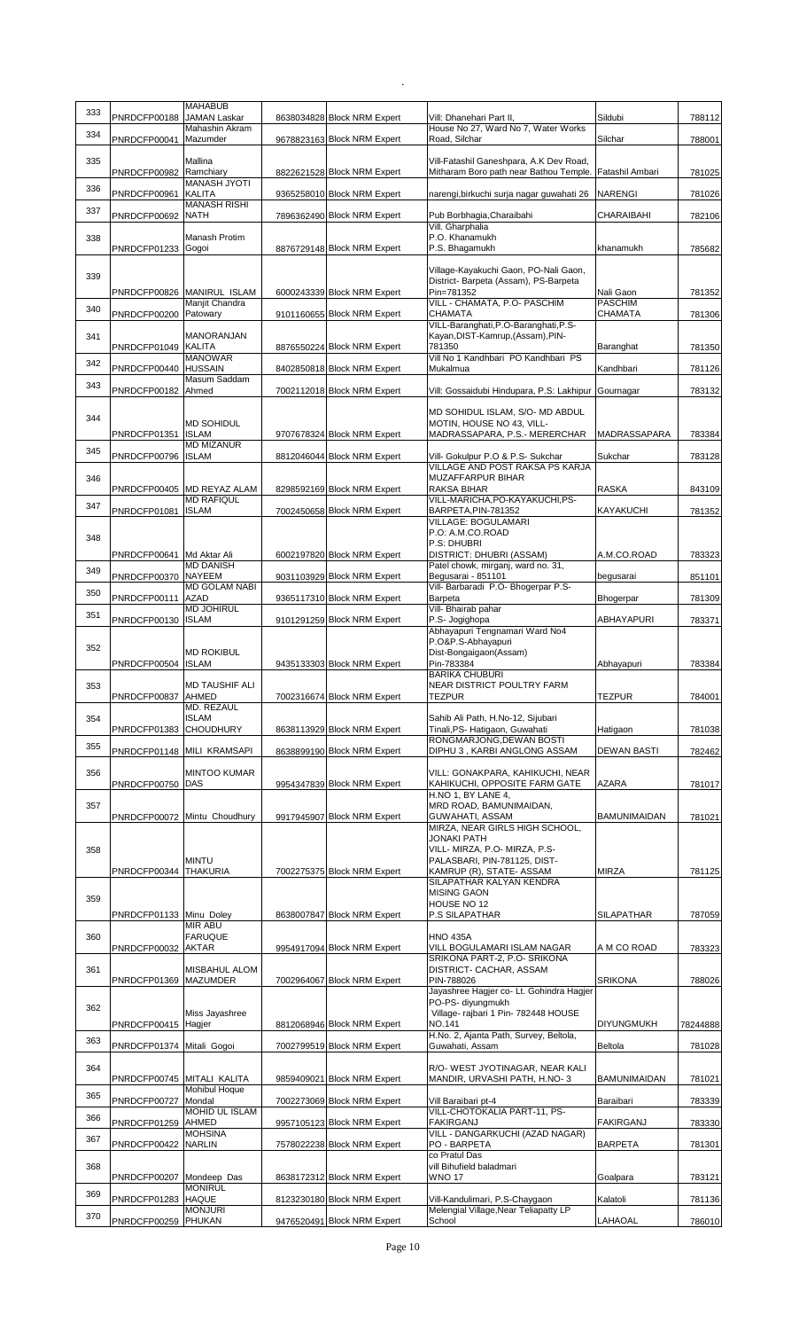| | | | | | | | |
|---|---|---|---|---|---|---|---|
| 333 | PNRDCFP00188 | MAHABUB JAMAN Laskar | 8638034828 | Block NRM Expert | Vill: Dhanehari Part II, | Sildubi | 788112 |
| 334 | PNRDCFP00041 | Mahashin Akram Mazumder | 9678823163 | Block NRM Expert | House No 27, Ward No 7, Water Works Road, Silchar | Silchar | 788001 |
| 335 | PNRDCFP00982 | Mallina Ramchiary | 8822621528 | Block NRM Expert | Vill-Fatashil Ganeshpara, A.K Dev Road, Mitharam Boro path near Bathou Temple. | Fatashil Ambari | 781025 |
| 336 | PNRDCFP00961 | MANASH JYOTI KALITA | 9365258010 | Block NRM Expert | narengi,birkuchi surja nagar guwahati 26 | NARENGI | 781026 |
| 337 | PNRDCFP00692 | MANASH RISHI NATH | 7896362490 | Block NRM Expert | Pub Borbhagia,Charaibahi | CHARAIBAHI | 782106 |
| 338 | PNRDCFP01233 | Manash Protim Gogoi | 8876729148 | Block NRM Expert | Vill. Gharphalia P.O. Khanamukh P.S. Bhagamukh | khanamukh | 785682 |
| 339 | PNRDCFP00826 | MANIRUL ISLAM | 6000243339 | Block NRM Expert | Village-Kayakuchi Gaon, PO-Nali Gaon, District- Barpeta (Assam), PS-Barpeta Pin=781352 | Nali Gaon | 781352 |
| 340 | PNRDCFP00200 | Manjit Chandra Patowary | 9101160655 | Block NRM Expert | VILL - CHAMATA, P.O- PASCHIM CHAMATA | PASCHIM CHAMATA | 781306 |
| 341 | PNRDCFP01049 | MANORANJAN KALITA | 8876550224 | Block NRM Expert | VILL-Baranghati,P.O-Baranghati,P.S-Kayan,DIST-Kamrup,(Assam),PIN-781350 | Baranghat | 781350 |
| 342 | PNRDCFP00440 | MANOWAR HUSSAIN | 8402850818 | Block NRM Expert | Vill No 1 Kandhbari PO Kandhbari PS Mukalmua | Kandhbari | 781126 |
| 343 | PNRDCFP00182 | Masum Saddam Ahmed | 7002112018 | Block NRM Expert | Vill: Gossaidubi Hindupara, P.S: Lakhipur | Gournagar | 783132 |
| 344 | PNRDCFP01351 | MD SOHIDUL ISLAM | 9707678324 | Block NRM Expert | MD SOHIDUL ISLAM, S/O- MD ABDUL MOTIN, HOUSE NO 43, VILL- MADRASSAPARA, P.S.- MERERCHAR | MADRASSAPARA | 783384 |
| 345 | PNRDCFP00796 | MD MIZANUR ISLAM | 8812046044 | Block NRM Expert | Vill- Gokulpur P.O & P.S- Sukchar | Sukchar | 783128 |
| 346 | PNRDCFP00405 | MD REYAZ ALAM | 8298592169 | Block NRM Expert | VILLAGE AND POST RAKSA PS KARJA MUZAFFARPUR BIHAR RAKSA BIHAR | RASKA | 843109 |
| 347 | PNRDCFP01081 | MD RAFIQUL ISLAM | 7002450658 | Block NRM Expert | VILL-MARICHA,PO-KAYAKUCHI,PS-BARPETA,PIN-781352 | KAYAKUCHI | 781352 |
| 348 | PNRDCFP00641 | Md Aktar Ali | 6002197820 | Block NRM Expert | VILLAGE: BOGULAMARI P.O: A.M.CO.ROAD P.S: DHUBRI DISTRICT: DHUBRI (ASSAM) | A.M.CO.ROAD | 783323 |
| 349 | PNRDCFP00370 | MD DANISH NAYEEM | 9031103929 | Block NRM Expert | Patel chowk, mirganj, ward no. 31, Begusarai - 851101 | begusarai | 851101 |
| 350 | PNRDCFP00111 | MD GOLAM NABI AZAD | 9365117310 | Block NRM Expert | Vill- Barbaradi P.O- Bhogerpar P.S- Barpeta | Bhogerpar | 781309 |
| 351 | PNRDCFP00130 | MD JOHIRUL ISLAM | 9101291259 | Block NRM Expert | Vill- Bhairab pahar P.S- Jogighopa | ABHAYAPURI | 783371 |
| 352 | PNRDCFP00504 | MD ROKIBUL ISLAM | 9435133303 | Block NRM Expert | Abhayapuri Tengnamari Ward No4 P.O&P.S-Abhayapuri Dist-Bongaigaon(Assam) Pin-783384 | Abhayapuri | 783384 |
| 353 | PNRDCFP00837 | MD TAUSHIF ALI AHMED | 7002316674 | Block NRM Expert | BARIKA CHUBURI NEAR DISTRICT POULTRY FARM TEZPUR | TEZPUR | 784001 |
| 354 | PNRDCFP01383 | MD. REZAUL ISLAM CHOUDHURY | 8638113929 | Block NRM Expert | Sahib Ali Path, H.No-12, Sijubari Tinali,PS- Hatigaon, Guwahati | Hatigaon | 781038 |
| 355 | PNRDCFP01148 | MILI KRAMSAPI | 8638899190 | Block NRM Expert | RONGMARJONG,DEWAN BOSTI DIPHU 3 , KARBI ANGLONG ASSAM | DEWAN BASTI | 782462 |
| 356 | PNRDCFP00750 | MINTOO KUMAR DAS | 9954347839 | Block NRM Expert | VILL: GONAKPARA, KAHIKUCHI, NEAR KAHIKUCHI, OPPOSITE FARM GATE | AZARA | 781017 |
| 357 | PNRDCFP00072 | Mintu Choudhury | 9917945907 | Block NRM Expert | H.NO 1, BY LANE 4, MRD ROAD, BAMUNIMAIDAN, GUWAHATI, ASSAM | BAMUNIMAIDAN | 781021 |
| 358 | PNRDCFP00344 | MINTU THAKURIA | 7002275375 | Block NRM Expert | MIRZA, NEAR GIRLS HIGH SCHOOL, JONAKI PATH VILL- MIRZA, P.O- MIRZA, P.S- PALASBARI, PIN-781125, DIST- KAMRUP (R), STATE- ASSAM | MIRZA | 781125 |
| 359 | PNRDCFP01133 | Minu Doley | 8638007847 | Block NRM Expert | SILAPATHAR KALYAN KENDRA MISING GAON HOUSE NO 12 P.S SILAPATHAR | SILAPATHAR | 787059 |
| 360 | PNRDCFP00032 | MIR ABU FARUQUE AKTAR | 9954917094 | Block NRM Expert | HNO 435A VILL BOGULAMARI ISLAM NAGAR | A M CO ROAD | 783323 |
| 361 | PNRDCFP01369 | MISBAHUL ALOM MAZUMDER | 7002964067 | Block NRM Expert | SRIKONA PART-2, P.O- SRIKONA DISTRICT- CACHAR, ASSAM PIN-788026 | SRIKONA | 788026 |
| 362 | PNRDCFP00415 | Miss Jayashree Hagjer | 8812068946 | Block NRM Expert | Jayashree Hagjer co- Lt. Gohindra Hagjer PO-PS- diyungmukh Village- rajbari 1 Pin- 782448 HOUSE NO.141 | DIYUNGMUKH | 78244888 |
| 363 | PNRDCFP01374 | Mitali Gogoi | 7002799519 | Block NRM Expert | H.No. 2, Ajanta Path, Survey, Beltola, Guwahati, Assam | Beltola | 781028 |
| 364 | PNRDCFP00745 | MITALI KALITA | 9859409021 | Block NRM Expert | R/O- WEST JYOTINAGAR, NEAR KALI MANDIR, URVASHI PATH, H.NO- 3 | BAMUNIMAIDAN | 781021 |
| 365 | PNRDCFP00727 | Mohibul Hoque Mondal | 7002273069 | Block NRM Expert | Vill Baraibari pt-4 | Baraibari | 783339 |
| 366 | PNRDCFP01259 | MOHID UL ISLAM AHMED | 9957105123 | Block NRM Expert | VILL-CHOTOKALIA PART-11, PS-FAKIRGANJ | FAKIRGANJ | 783330 |
| 367 | PNRDCFP00422 | MOHSINA NARLIN | 7578022238 | Block NRM Expert | VILL - DANGARKUCHI (AZAD NAGAR) PO - BARPETA | BARPETA | 781301 |
| 368 | PNRDCFP00207 | Mondeep Das | 8638172312 | Block NRM Expert | co Pratul Das vill Bihufield baladmari WNO 17 | Goalpara | 783121 |
| 369 | PNRDCFP01283 | MONIRUL HAQUE | 8123230180 | Block NRM Expert | Vill-Kandulimari, P.S-Chaygaon | Kalatoli | 781136 |
| 370 | PNRDCFP00259 | MONJURI PHUKAN | 9476520491 | Block NRM Expert | Melengial Village,Near Teliapatty LP School | LAHAOAL | 786010 |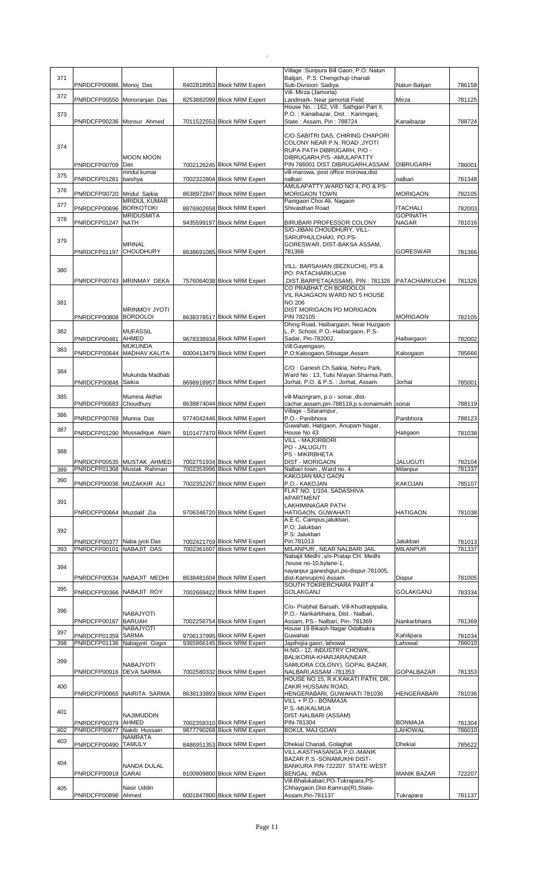| | | | | | | | |
|---|---|---|---|---|---|---|---|
| 371 | PNRDCFP00686 | Monoj Das | 8402818953 | Block NRM Expert | Village :Sunpura Bill Gaon, P.O: Natun Balijan, P.S: Chengchup chariali Sub-Division: Sadiya | Natun Balijan | 786158 |
| 372 | PNRDCFP00550 | Monoranjan Das | 8253882099 | Block NRM Expert | Vill- Mirza (Jamorta) Landmark- Near jamortal Field | Mirza | 781125 |
| 373 | PNRDCFP00236 | Monsur Ahmed | 7011522553 | Block NRM Expert | House No. : 162, Vill : Sathgari Part II, P.O. : Kanaibazar, Dist. : Karimganj, State : Assam, Pin : 788724 | Kanaibazar | 788724 |
| 374 | PNRDCFP00709 | MOON MOON Das | 7002126245 | Block NRM Expert | C/O-SABITRI DAS, CHIRING CHAPORI COLONY NEAR P.N. ROAD ,JYOTI RUPA PATH DIBRUGARH, P/O - DIBRUGARH,P/S -AMULAPATTY PIN 786001 DIST.DIBRUGARH,ASSAM | DIBRUGARH | 786001 |
| 375 | PNRDCFP01281 | mridul kumar baishya | 7002322804 | Block NRM Expert | vill-marowa, post office morowa,dist nalbari | nalbari | 781348 |
| 376 | PNRDCFP00720 | Mridul Saikia | 8638972847 | Block NRM Expert | AMULAPATTY,WARD NO 4, PO & PS-MORIGAON TOWN | MORIGAON | 782105 |
| 377 | PNRDCFP00696 | MRIDUL KUMAR BORKOTOKI | 8876902658 | Block NRM Expert | Panigaon Choi Ali, Nagaon Shivasthan Road | ITACHALI | 782003 |
| 378 | PNRDCFP01247 | MRIDUSMITA NATH | 9435599197 | Block NRM Expert | BIRUBARI PROFESSOR COLONY | GOPINATH NAGAR | 781016 |
| 379 | PNRDCFP01197 | MRINAL CHOUDHURY | 8638691085 | Block NRM Expert | S/O-JIBAN CHOUDHURY, VILL-SARUPHULCHAKI, PO.PS-GORESWAR, DIST-BAKSA ASSAM, 781366 | GORESWAR | 781366 |
| 380 | PNRDCFP00743 | MRINMAY DEKA | 7576064038 | Block NRM Expert | VILL: BARSAHAN (BEZKUCHI), PS & PO: PATACHARKUCHI ,DIST:BARPETA(ASSAM), PIN : 781326 | PATACHARKUCHI | 781326 |
| 381 | PNRDCFP00808 | MRINMOY JYOTI BORDOLOI | 8638378517 | Block NRM Expert | CO PRABHAT CH BORDOLOI VIL RAJAGAON WARD NO 5 HOUSE NO 206 DIST MORIGAON PO MORIGAON PIN 782105 | MORIGAON | 782105 |
| 382 | PNRDCFP00481 | MUFASSIL AHMED | 9678338934 | Block NRM Expert | Dhing Road, Haibargaon, Near Huzgaon L. P. School, P.O.-Haibargaon, P.S-Sadar, Pin-782002. | Haibargaon | 782002 |
| 383 | PNRDCFP00644 | MUKUNDA MADHAV KALITA | 6000413479 | Block NRM Expert | Vill:Gayengaon, P.O:Kaloogaon,Sibsagar,Assam | Kaloogaon | 785666 |
| 384 | PNRDCFP00848 | Mukunda Madhab Saikia | 8698918957 | Block NRM Expert | C/O : Ganesh Ch Saikia, Nehru Park, Ward No : 13, Tulsi Nrayan Sharma Path, Jorhat, P.O. & P.S. : Jorhat, Assam. | Jorhat | 785001 |
| 385 | PNRDCFP00683 | Mumina Akther Choudhury | 8638874044 | Block NRM Expert | vill-Mazirgram, p.o - sonai ,dist-cachar,assam,pin-788119,p.s-sonaimukh | sonai | 788119 |
| 386 | PNRDCFP00769 | Munna Das | 9774042446 | Block NRM Expert | Village - Sitarampur, P.O.- Panibhora | Panibhora | 788123 |
| 387 | PNRDCFP01290 | Mussadique Alam | 9101477470 | Block NRM Expert | Guwahati, Hatigaon, Anupam Nagar, House No 43 | Hatigaon | 781038 |
| 388 | PNRDCFP00535 | MUSTAK AHMED | 7002751934 | Block NRM Expert | VILL - MAJORBORI PO - JALUGUTI PS - MIKIRBHETA DIST - MORIGAON | JALUGUTI | 782104 |
| 389 | PNRDCFP01368 | Mustak Rahman | 7002353996 | Block NRM Expert | Nalbari town , Ward no. 4 | Milanpur | 781337 |
| 390 | PNRDCFP00036 | MUZAKKIR ALI | 7002352267 | Block NRM Expert | KAKOJAN MAJ GAON P.O.- KAKOJAN | KAKOJAN | 785107 |
| 391 | PNRDCFP00664 | Muzdalif Zia | 9706346720 | Block NRM Expert | FLAT NO. 1/104, SADASHIVA APARTMENT LAKHIMINAGAR PATH HATIGAON, GUWAHATI | HATIGAON | 781038 |
| 392 | PNRDCFP00377 | Naba jyoti Das | 7002421759 | Block NRM Expert | A.E.C. Campus,jalukbari, P.O: Jalukbari P.S: Jalukbari Pin:781013 | Jalukbari | 781013 |
| 393 | PNRDCFP00101 | NABAJIT DAS | 7002361607 | Block NRM Expert | MILANPUR , NEAR NALBARI JAIL | MILANPUR | 781337 |
| 394 | PNRDCFP00534 | NABAJIT MEDHI | 8638481604 | Block NRM Expert | Nabajit Medhi ,s/o-Pratap CH. Medhi ,house no-10,bylane-1, nayanpur,ganeshguri,po-dispur-781005, dist-Kamrup(m) Assam. | Dispur | 781005 |
| 395 | PNRDCFP00366 | NABAJIT ROY | 7002669422 | Block NRM Expert | SOUTH TOKRERCHARA PART 4 GOLAKGANJ | GOLAKGANJ | 783334 |
| 396 | PNRDCFP00187 | NABAJYOTI BARUAH | 7002256754 | Block NRM Expert | C/o- Prabhat Baruah, Vill-Khudrapipalia, P.O.- Nankarbhaira, Dist.- Nalbari, Assam, PS.- Nalbari, Pin- 781369 | Nankarbhaira | 781369 |
| 397 | PNRDCFP01359 | NABAJYOTI SARMA | 9706137995 | Block NRM Expert | House 19 Bikash Nagar Odalbakra Guwahati | Kahilipara | 781034 |
| 398 | PNRDCFP01136 | Nabajyoti Gogoi | 9365966145 | Block NRM Expert | Japihojia gaon, lahowal | Lahowal | 786010 |
| 399 | PNRDCFP00916 | NABAJYOTI DEVA SARMA | 7002580332 | Block NRM Expert | H.NO.- 12, INDUSTRY CHOWK, BALIKORIA-KHARJARA(NEAR SAMUDRA COLONY), GOPAL BAZAR, NALBARI,ASSAM -781353 | GOPALBAZAR | 781353 |
| 400 | PNRDCFP00865 | NAIRITA SARMA | 8638133893 | Block NRM Expert | HOUSE NO 15, R.K.KAKATI PATH, DR. ZAKIR HUSSAIN ROAD, HENGERABARI, GUWAHATI 781036 | HENGERABARI | 781036 |
| 401 | PNRDCFP00379 | NAJIMUDDIN AHMED | 7002358310 | Block NRM Expert | VILL + P.O.- BONMAJA P.S.-MUKALMUA DIST-NALBARI (ASSAM) PIN-781304 | BONMAJA | 781304 |
| 402 | PNRDCFP00677 | Nakib Hussain | 9877790268 | Block NRM Expert | BOKUL MAJ GOAN | LAHOWAL | 786010 |
| 403 | PNRDCFP00490 | NAMRATA TAMULY | 8486951353 | Block NRM Expert | Dhekial Chariali, Golaghat | Dhekial | 785622 |
| 404 | PNRDCFP00918 | NANDA DULAL GARAI | 8100909800 | Block NRM Expert | VILL-KASTHASANGA P.O.-MANIK BAZAR P.S -SONAMUKHI DIST-BANKURA PIN-722207 STATE-WEST BENGAL INDIA | MANIK BAZAR | 722207 |
| 405 | PNRDCFP00896 | Nasir Uddin Ahmed | 6001847800 | Block NRM Expert | Vill-Bhalukabari,PO-Tukrapara,PS-Chhaygaon,Dist-Kamrup(R),State-Assam,Pin-781137 | Tukrapara | 781137 |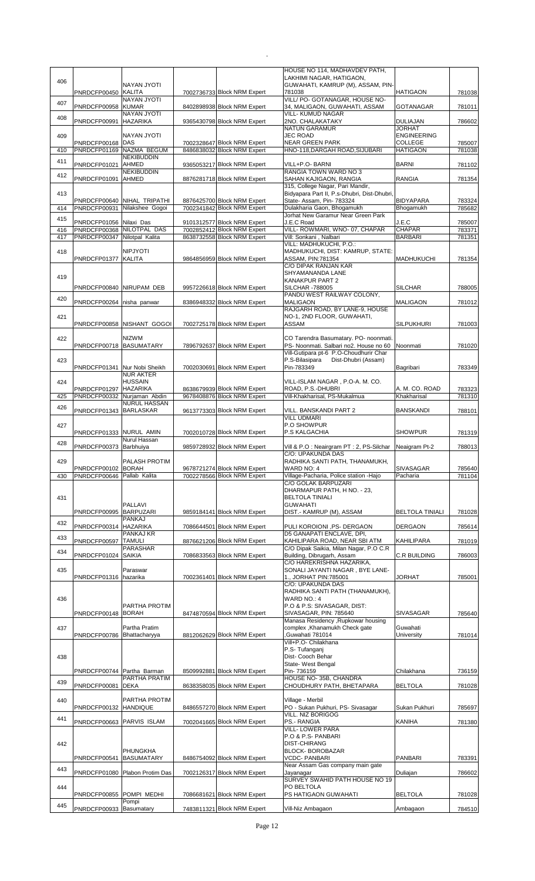| | | | | | | | |
|---|---|---|---|---|---|---|---|
| 406 | PNRDCFP00450 | NAYAN JYOTI KALITA | 7002736733 | Block NRM Expert | HOUSE NO 114, MADHAVDEV PATH, LAKHIMI NAGAR, HATIGAON, GUWAHATI, KAMRUP (M), ASSAM, PIN-781038 | HATIGAON | 781038 |
| 407 | PNRDCFP00958 | NAYAN JYOTI KUMAR | 8402898938 | Block NRM Expert | VILL/ PO- GOTANAGAR, HOUSE NO-34, MALIGAON, GUWAHATI, ASSAM | GOTANAGAR | 781011 |
| 408 | PNRDCFP00991 | NAYAN JYOTI HAZARIKA | 9365430798 | Block NRM Expert | VILL- KUMUD NAGAR 2NO. CHALAKATAKY | DULIAJAN | 786602 |
| 409 | PNRDCFP00168 | NAYAN JYOTI DAS | 7002328647 | Block NRM Expert | NATUN GARAMUR JEC ROAD NEAR GREEN PARK | JORHAT ENGINEERING COLLEGE | 785007 |
| 410 | PNRDCFP01169 | NAZMA BEGUM | 8486838032 | Block NRM Expert | HNO-118,DARGAH ROAD,SIJUBARI | HATIGAON | 781038 |
| 411 | PNRDCFP01021 | NEKIBUDDIN AHMED | 9365053217 | Block NRM Expert | VILL+P.O- BARNI | BARNI | 781102 |
| 412 | PNRDCFP01091 | NEKIBUDDIN AHMED | 8876281718 | Block NRM Expert | RANGIA TOWN WARD NO 3 SAHAN KAJIGAON, RANGIA | RANGIA | 781354 |
| 413 | PNRDCFP00640 | NIHAL TRIPATHI | 8876425700 | Block NRM Expert | 315, College Nagar, Pari Mandir, Bidyapara Part II, P.s-Dhubri, Dist-Dhubri, State- Assam, Pin- 783324 | BIDYAPARA | 783324 |
| 414 | PNRDCFP00931 | Nilakshee Gogoi | 7002341842 | Block NRM Expert | Dulakharia Gaon, Bhogamukh | Bhogamukh | 785682 |
| 415 | PNRDCFP01056 | Nilaxi Das | 9101312577 | Block NRM Expert | Jorhat New Garamur Near Green Park J.E.C Road | J.E.C | 785007 |
| 416 | PNRDCFP00368 | NILOTPAL DAS | 7002852412 | Block NRM Expert | VILL- ROWMARI, WNO- 07, CHAPAR | CHAPAR | 783371 |
| 417 | PNRDCFP00347 | Nilotpal Kalita | 8638732558 | Block NRM Expert | Vill: Sonkani , Nalbari | BARBARI | 781351 |
| 418 | PNRDCFP01377 | NIPJYOTI KALITA | 9864856959 | Block NRM Expert | VILL: MADHUKUCHI, P.O.: MADHUKUCHI, DIST: KAMRUP, STATE: ASSAM, PIN:781354 | MADHUKUCHI | 781354 |
| 419 | PNRDCFP00840 | NIRUPAM DEB | 9957226618 | Block NRM Expert | C/O DIPAK RANJAN KAR SHYAMANANDA LANE KANAKPUR PART 2 SILCHAR -788005 | SILCHAR | 788005 |
| 420 | PNRDCFP00264 | nisha panwar | 8386948332 | Block NRM Expert | PANDU WEST RAILWAY COLONY, MALIGAON | MALIGAON | 781012 |
| 421 | PNRDCFP00858 | NISHANT GOGOI | 7002725178 | Block NRM Expert | RAJGARH ROAD, BY LANE-9, HOUSE NO-1, 2ND FLOOR, GUWAHATI, ASSAM | SILPUKHURI | 781003 |
| 422 | PNRDCFP00718 | NIZWM BASUMATARY | 7896792637 | Block NRM Expert | CO Tarendra Basumatary. PO- noonmati. PS- Noonmati. Salbari no2. House no 60 | Noonmati | 781020 |
| 423 | PNRDCFP01341 | Nur Nobi Sheikh | 7002030691 | Block NRM Expert | Vill-Gutipara pt-6 P.O-Choudhurir Char P.S-Bilasipara Dist-Dhubri (Assam) Pin-783349 | Bagribari | 783349 |
| 424 | PNRDCFP01297 | NUR AKTER HUSSAIN HAZARIKA | 8638679939 | Block NRM Expert | VILL-ISLAM NAGAR , P.O-A. M. CO. ROAD, P.S.-DHUBRI | A. M. CO. ROAD | 783323 |
| 425 | PNRDCFP00332 | Nurjaman Abdin | 9678408876 | Block NRM Expert | Vill-Khakharisal, PS-Mukalmua | Khakharisal | 781310 |
| 426 | PNRDCFP01343 | NURUL HASSAN BARLASKAR | 9613773303 | Block NRM Expert | VILL. BANSKANDI PART 2 | BANSKANDI | 788101 |
| 427 | PNRDCFP01333 | NURUL AMIN | 7002010728 | Block NRM Expert | VILL UDMARI P.O SHOWPUR P.S KALGACHIA | SHOWPUR | 781319 |
| 428 | PNRDCFP00373 | Nurul Hassan Barbhuiya | 9859728932 | Block NRM Expert | Vill & P.O : Neairgram PT : 2, PS-Silchar | Neaigram Pt-2 | 788013 |
| 429 | PNRDCFP00102 | PALASH PROTIM BORAH | 9678721274 | Block NRM Expert | C/O: UPAKUNDA DAS RADHIKA SANTI PATH, THANAMUKH, WARD NO: 4 | SIVASAGAR | 785640 |
| 430 | PNRDCFP00646 | Pallab Kalita | 7002278566 | Block NRM Expert | Village-Pacharia, Police station -Hajo | Pacharia | 781104 |
| 431 | PNRDCFP00995 | PALLAVI BARPUZARI | 9859184141 | Block NRM Expert | C/O GOLAK BARPUZARI DHARMAPUR PATH, H NO. - 23, BELTOLA TINIALI GUWAHATI DIST.- KAMRUP (M), ASSAM | BELTOLA TINIALI | 781028 |
| 432 | PNRDCFP00314 | PANKAJ HAZARIKA | 7086644501 | Block NRM Expert | PULI KOROIONI ,PS- DERGAON | DERGAON | 785614 |
| 433 | PNRDCFP00597 | PANKAJ KR TAMULI | 8876621206 | Block NRM Expert | D5 GANAPATI ENCLAVE, DPI, KAHILIPARA ROAD, NEAR SBI ATM | KAHILIPARA | 781019 |
| 434 | PNRDCFP01024 | PARASHAR SAIKIA | 7086833563 | Block NRM Expert | C/O Dipak Saikia, Milan Nagar, P.O C.R Building, Dibrugarh, Assam | C.R BUILDING | 786003 |
| 435 | PNRDCFP01316 | Paraswar hazarika | 7002361401 | Block NRM Expert | C/O HAREKRISHNA HAZARIKA, SONALI JAYANTI NAGAR , BYE LANE-1., JORHAT PIN:785001 | JORHAT | 785001 |
| 436 | PNRDCFP00148 | PARTHA PROTIM BORAH | 8474870594 | Block NRM Expert | C/O: UPAKUNDA DAS RADHIKA SANTI PATH (THANAMUKH), WARD NO.: 4 P.O & P.S: SIVASAGAR, DIST: SIVASAGAR, PIN: 785640 | SIVASAGAR | 785640 |
| 437 | PNRDCFP00786 | Partha Pratim Bhattacharyya | 8812062629 | Block NRM Expert | Manasa Residency ,Rupkowar housing complex ,Khanamukh Check gate ,Guwahati 781014 | Guwahati University | 781014 |
| 438 | PNRDCFP00744 | Partha Barman | 8509992881 | Block NRM Expert | Vill+P.O- Chilakhana P.S- Tufanganj Dist- Cooch Behar State- West Bengal Pin- 736159 | Chilakhana | 736159 |
| 439 | PNRDCFP00081 | PARTHA PRATIM DEKA | 8638358035 | Block NRM Expert | HOUSE NO- 35B, CHANDRA CHOUDHURY PATH, BHETAPARA | BELTOLA | 781028 |
| 440 | PNRDCFP00132 | PARTHA PROTIM HANDIQUE | 8486557270 | Block NRM Expert | Village - Merbil PO - Sukan Pukhuri, PS- Sivasagar | Sukan Pukhuri | 785697 |
| 441 | PNRDCFP00663 | PARVIS ISLAM | 7002041665 | Block NRM Expert | VILL. NIZ BORIGOG PS.- RANGIA | KANIHA | 781380 |
| 442 | PNRDCFP00541 | PHUNGKHA BASUMATARY | 8486754092 | Block NRM Expert | VILL- LOWER PARA P.O & P.S- PANBARI DIST-CHIRANG BLOCK- BOROBAZAR VCDC- PANBARI | PANBARI | 783391 |
| 443 | PNRDCFP01080 | Plabon Protim Das | 7002126317 | Block NRM Expert | Near Assam Gas company main gate Jayanagar | Duliajan | 786602 |
| 444 | PNRDCFP00855 | POMPI MEDHI | 7086681621 | Block NRM Expert | SURVEY SWAHID PATH HOUSE NO 19 PO BELTOLA PS HATIGAON GUWAHATI | BELTOLA | 781028 |
| 445 | PNRDCFP00933 | Pompi Basumatary | 7483811321 | Block NRM Expert | Vill-Niz Ambagaon | Ambagaon | 784510 |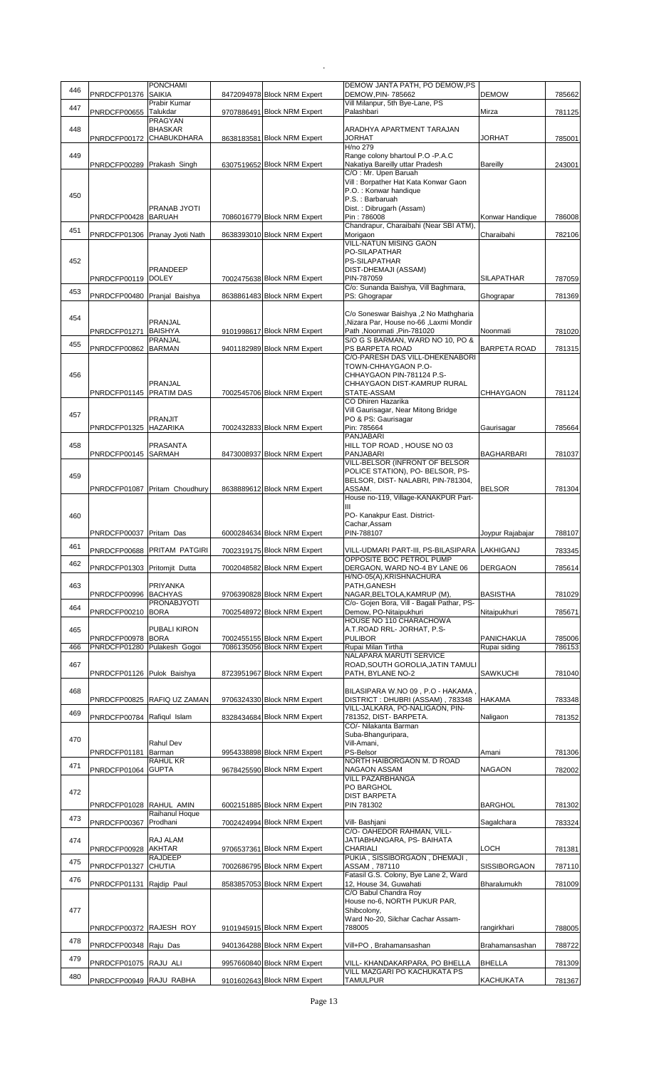| 446 | PNRDCFP01376 | PONCHAMI SAIKIA | 8472094978 | Block NRM Expert | DEMOW JANTA PATH, PO DEMOW,PS DEMOW,PIN- 785662 | DEMOW | 785662 |
|---|---|---|---|---|---|---|---|
| 447 | PNRDCFP00655 | Prabir Kumar Talukdar | 9707886491 | Block NRM Expert | Vill Milanpur, 5th Bye-Lane, PS Palashbari | Mirza | 781125 |
| 448 | PNRDCFP00172 | PRAGYAN BHASKAR CHABUKDHARA | 8638183581 | Block NRM Expert | ARADHYA APARTMENT TARAJAN JORHAT | JORHAT | 785001 |
| 449 | PNRDCFP00289 | Prakash Singh | 6307519652 | Block NRM Expert | H/no 279 Range colony bhartoul P.O -P.A.C Nakatiya Bareilly uttar Pradesh | Bareilly | 243001 |
| 450 | PNRDCFP00428 | PRANAB JYOTI BARUAH | 7086016779 | Block NRM Expert | C/O : Mr. Upen Baruah Vill : Borpather Hat Kata Konwar Gaon P.O. : Konwar handique P.S. : Barbaruah Dist. : Dibrugarh (Assam) Pin : 786008 | Konwar Handique | 786008 |
| 451 | PNRDCFP01306 | Pranay Jyoti Nath | 8638393010 | Block NRM Expert | Chandrapur, Charaibahi (Near SBI ATM), Morigaon | Charaibahi | 782106 |
| 452 | PNRDCFP00119 | PRANDEEP DOLEY | 7002475638 | Block NRM Expert | VILL-NATUN MISING GAON PO-SILAPATHAR PS-SILAPATHAR DIST-DHEMAJI (ASSAM) PIN-787059 | SILAPATHAR | 787059 |
| 453 | PNRDCFP00480 | Pranjal Baishya | 8638861483 | Block NRM Expert | C/o: Sunanda Baishya, Vill Baghmara, PS: Ghograpar | Ghograpar | 781369 |
| 454 | PNRDCFP01271 | PRANJAL BAISHYA | 9101998617 | Block NRM Expert | C/o Soneswar Baishya ,2 No Mathgharia ,Nizara Par, House no-66 ,Laxmi Mondir Path ,Noonmati ,Pin-781020 | Noonmati | 781020 |
| 455 | PNRDCFP00862 | PRANJAL BARMAN | 9401182989 | Block NRM Expert | S/O G S BARMAN, WARD NO 10, PO & PS BARPETA ROAD | BARPETA ROAD | 781315 |
| 456 | PNRDCFP01145 | PRANJAL PRATIM DAS | 7002545706 | Block NRM Expert | C/O-PARESH DAS VILL-DHEKENABORI TOWN-CHHAYGAON P.O- CHHAYGAON PIN-781124 P.S- CHHAYGAON DIST-KAMRUP RURAL STATE-ASSAM | CHHAYGAON | 781124 |
| 457 | PNRDCFP01325 | PRANJIT HAZARIKA | 7002432833 | Block NRM Expert | CO Dhiren Hazarika Vill Gaurisagar, Near Mitong Bridge PO & PS: Gaurisagar Pin: 785664 | Gaurisagar | 785664 |
| 458 | PNRDCFP00145 | PRASANTA SARMAH | 8473008937 | Block NRM Expert | PANJABARI HILL TOP ROAD , HOUSE NO 03 PANJABARI | BAGHARBARI | 781037 |
| 459 | PNRDCFP01087 | Pritam Choudhury | 8638889612 | Block NRM Expert | VILL-BELSOR (INFRONT OF BELSOR POLICE STATION), PO- BELSOR, PS- BELSOR, DIST- NALABRI, PIN-781304, ASSAM. | BELSOR | 781304 |
| 460 | PNRDCFP00037 | Pritam Das | 6000284634 | Block NRM Expert | House no-119, Village-KANAKPUR Part-III PO- Kanakpur East. District- Cachar,Assam PIN-788107 | Joypur Rajabajar | 788107 |
| 461 | PNRDCFP00688 | PRITAM PATGIRI | 7002319175 | Block NRM Expert | VILL-UDMARI PART-III, PS-BILASIPARA | LAKHIGANJ | 783345 |
| 462 | PNRDCFP01303 | Pritomjit Dutta | 7002048582 | Block NRM Expert | OPPOSITE BOC PETROL PUMP DERGAON, WARD NO-4 BY LANE 06 | DERGAON | 785614 |
| 463 | PNRDCFP00996 | PRIYANKA BACHYAS | 9706390828 | Block NRM Expert | H/NO-05(A),KRISHNACHURA PATH,GANESH NAGAR,BELTOLA,KAMRUP (M), | BASISTHA | 781029 |
| 464 | PNRDCFP00210 | PRONABJYOTI BORA | 7002548972 | Block NRM Expert | C/o- Gojen Bora, Vill - Bagali Pathar, PS- Demow, PO-Nitaipukhuri | Nitaipukhuri | 785671 |
| 465 | PNRDCFP00978 | PUBALI KIRON BORA | 7002455155 | Block NRM Expert | HOUSE NO 110 CHARACHOWA A.T.ROAD RRL- JORHAT, P.S- PULIBOR | PANICHAKUA | 785006 |
| 466 | PNRDCFP01280 | Pulakesh Gogoi | 7086135056 | Block NRM Expert | Rupai Milan Tirtha | Rupai siding | 786153 |
| 467 | PNRDCFP01126 | Pulok Baishya | 8723951967 | Block NRM Expert | NALAPARA MARUTI SERVICE ROAD,SOUTH GOROLIA,JATIN TAMULI PATH, BYLANE NO-2 | SAWKUCHI | 781040 |
| 468 | PNRDCFP00825 | RAFIQ UZ ZAMAN | 9706324330 | Block NRM Expert | BILASIPARA W.NO 09 , P.O - HAKAMA , DISTRICT : DHUBRI (ASSAM) , 783348 | HAKAMA | 783348 |
| 469 | PNRDCFP00784 | Rafiqul Islam | 8328434684 | Block NRM Expert | VILL-JALKARA, PO-NALIGAON, PIN-781352, DIST- BARPETA. | Naligaon | 781352 |
| 470 | PNRDCFP01181 | Rahul Dev Barman | 9954338898 | Block NRM Expert | CO/- Nilakanta Barman Suba-Bhanguripara, Vill-Amani, PS-Belsor | Amani | 781306 |
| 471 | PNRDCFP01064 | RAHUL KR GUPTA | 9678425590 | Block NRM Expert | NORTH HAIBORGAON M. D ROAD NAGAON ASSAM | NAGAON | 782002 |
| 472 | PNRDCFP01028 | RAHUL AMIN | 6002151885 | Block NRM Expert | VILL PAZARBHANGA PO BARGHOL DIST BARPETA PIN 781302 | BARGHOL | 781302 |
| 473 | PNRDCFP00367 | Raihanul Hoque Prodhani | 7002424994 | Block NRM Expert | Vill- Bashjani | Sagalchara | 783324 |
| 474 | PNRDCFP00928 | RAJ ALAM AKHTAR | 9706537361 | Block NRM Expert | C/O- OAHEDOR RAHMAN, VILL- JATIABHANGARA, PS- BAIHATA CHARIALI | LOCH | 781381 |
| 475 | PNRDCFP01327 | RAJDEEP CHUTIA | 7002686795 | Block NRM Expert | PUKIA , SISSIBORGAON , DHEMAJI , ASSAM , 787110 | SISSIBORGAON | 787110 |
| 476 | PNRDCFP01131 | Rajdip Paul | 8583857053 | Block NRM Expert | Fatasil G.S. Colony, Bye Lane 2, Ward 12, House 34, Guwahati | Bharalumukh | 781009 |
| 477 | PNRDCFP00372 | RAJESH ROY | 9101945915 | Block NRM Expert | C/O Babul Chandra Roy House no-6, NORTH PUKUR PAR, Shibcolony, Ward No-20, Silchar Cachar Assam-788005 | rangirkhari | 788005 |
| 478 | PNRDCFP00348 | Raju Das | 9401364288 | Block NRM Expert | Vill+PO , Brahamansashan | Brahamansashan | 788722 |
| 479 | PNRDCFP01075 | RAJU ALI | 9957660840 | Block NRM Expert | VILL- KHANDAKARPARA, PO BHELLA | BHELLA | 781309 |
| 480 | PNRDCFP00949 | RAJU RABHA | 9101602643 | Block NRM Expert | VILL MAZGARI PO KACHUKATA PS TAMULPUR | KACHUKATA | 781367 |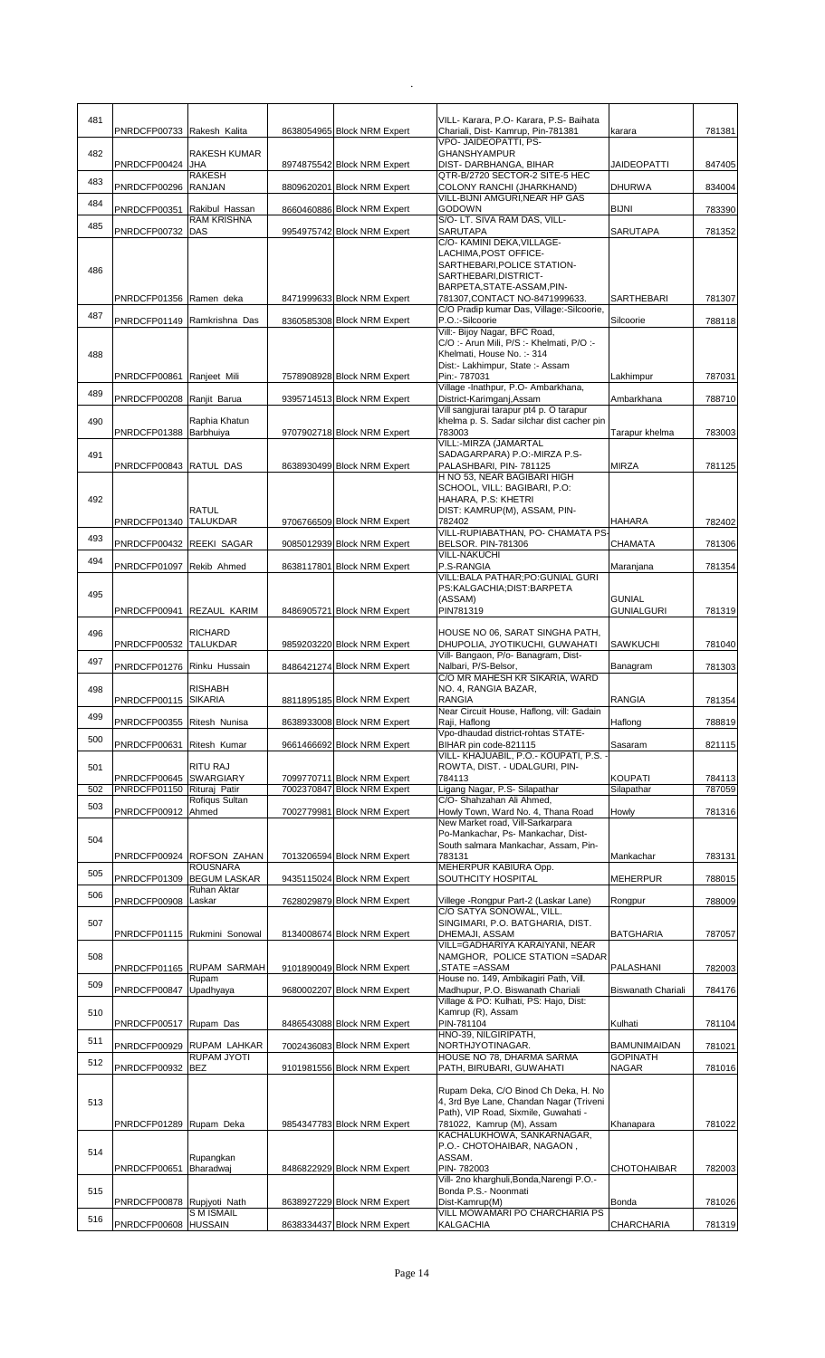| | | | | | | |
|---|---|---|---|---|---|---|
| 481 | PNRDCFP00733 | Rakesh Kalita | 8638054965 | Block NRM Expert | VILL- Karara, P.O- Karara, P.S- Baihata Chariali, Dist- Kamrup, Pin-781381 | karara | 781381 |
| 482 | PNRDCFP00424 | RAKESH KUMAR JHA | 8974875542 | Block NRM Expert | VPO- JAIDEOPATTI, PS- GHANSHYAMPUR DIST- DARBHANGA, BIHAR | JAIDEOPATTI | 847405 |
| 483 | PNRDCFP00296 | RAKESH RANJAN | 8809620201 | Block NRM Expert | QTR-B/2720 SECTOR-2 SITE-5 HEC COLONY RANCHI (JHARKHAND) | DHURWA | 834004 |
| 484 | PNRDCFP00351 | Rakibul Hassan | 8660460886 | Block NRM Expert | VILL-BIJNI AMGURI,NEAR HP GAS GODOWN | BIJNI | 783390 |
| 485 | PNRDCFP00732 | RAM KRISHNA DAS | 9954975742 | Block NRM Expert | S/O- LT. SIVA RAM DAS, VILL- SARUTAPA | SARUTAPA | 781352 |
| 486 | PNRDCFP01356 | Ramen deka | 8471999633 | Block NRM Expert | C/O- KAMINI DEKA,VILLAGE- LACHIMA,POST OFFICE- SARTHEBARI,POLICE STATION- SARTHEBARI,DISTRICT- BARPETA,STATE-ASSAM,PIN- 781307,CONTACT NO-8471999633. | SARTHEBARI | 781307 |
| 487 | PNRDCFP01149 | Ramkrishna Das | 8360585308 | Block NRM Expert | C/O Pradip kumar Das, Village:-Silcoorie, P.O.:-Silcoorie | Silcoorie | 788118 |
| 488 | PNRDCFP00861 | Ranjeet Mili | 7578908928 | Block NRM Expert | Vill:- Bijoy Nagar, BFC Road, C/O :- Arun Mili, P/S :- Khelmati, P/O :- Khelmati, House No. :- 314 Dist:- Lakhimpur, State :- Assam Pin:- 787031 | Lakhimpur | 787031 |
| 489 | PNRDCFP00208 | Ranjit Barua | 9395714513 | Block NRM Expert | Village -Inathpur, P.O- Ambarkhana, District-Karimganj,Assam | Ambarkhana | 788710 |
| 490 | PNRDCFP01388 | Raphia Khatun Barbhuiya | 9707902718 | Block NRM Expert | Vill sangjurai tarapur pt4 p. O tarapur khelma p. S. Sadar silchar dist cacher pin 783003 | Tarapur khelma | 783003 |
| 491 | PNRDCFP00843 | RATUL DAS | 8638930499 | Block NRM Expert | VILL:-MIRZA (JAMARTAL SADAGARPARA) P.O:-MIRZA P.S- PALASHBARI, PIN- 781125 | MIRZA | 781125 |
| 492 | PNRDCFP01340 | RATUL TALUKDAR | 9706766509 | Block NRM Expert | H NO 53, NEAR BAGIBARI HIGH SCHOOL, VILL: BAGIBARI, P.O: HAHARA, P.S: KHETRI DIST: KAMRUP(M), ASSAM, PIN- 782402 | HAHARA | 782402 |
| 493 | PNRDCFP00432 | REEKI SAGAR | 9085012939 | Block NRM Expert | VILL-RUPIABATHAN, PO- CHAMATA PS- BELSOR. PIN-781306 | CHAMATA | 781306 |
| 494 | PNRDCFP01097 | Rekib Ahmed | 8638117801 | Block NRM Expert | VILL-NAKUCHI P.S-RANGIA | Maranjana | 781354 |
| 495 | PNRDCFP00941 | REZAUL KARIM | 8486905721 | Block NRM Expert | VILL:BALA PATHAR;PO:GUNIAL GURI PS:KALGACHIA;DIST:BARPETA (ASSAM) PIN781319 | GUNIAL GUNIALGURI | 781319 |
| 496 | PNRDCFP00532 | RICHARD TALUKDAR | 9859203220 | Block NRM Expert | HOUSE NO 06, SARAT SINGHA PATH, DHUPOLIA, JYOTIKUCHI, GUWAHATI | SAWKUCHI | 781040 |
| 497 | PNRDCFP01276 | Rinku Hussain | 8486421274 | Block NRM Expert | Vill- Bangaon, P/o- Banagram, Dist- Nalbari, P/S-Belsor, | Banagram | 781303 |
| 498 | PNRDCFP00115 | RISHABH SIKARIA | 8811895185 | Block NRM Expert | C/O MR MAHESH KR SIKARIA, WARD NO. 4, RANGIA BAZAR, RANGIA | RANGIA | 781354 |
| 499 | PNRDCFP00355 | Ritesh Nunisa | 8638933008 | Block NRM Expert | Near Circuit House, Haflong, vill: Gadain Raji, Haflong | Haflong | 788819 |
| 500 | PNRDCFP00631 | Ritesh Kumar | 9661466692 | Block NRM Expert | Vpo-dhaudad district-rohtas STATE- BIHAR pin code-821115 | Sasaram | 821115 |
| 501 | PNRDCFP00645 | RITU RAJ SWARGIARY | 7099770711 | Block NRM Expert | VILL- KHAJUABIL, P.O.- KOUPATI, P.S. - ROWTA, DIST. - UDALGURI, PIN- 784113 | KOUPATI | 784113 |
| 502 | PNRDCFP01150 | Rituraj Patir | 7002370847 | Block NRM Expert | Ligang Nagar, P.S- Silapathar | Silapathar | 787059 |
| 503 | PNRDCFP00912 | Rofiqus Sultan Ahmed | 7002779981 | Block NRM Expert | C/O- Shahzahan Ali Ahmed, Howly Town, Ward No. 4, Thana Road | Howly | 781316 |
| 504 | PNRDCFP00924 | ROFSON ZAHAN | 7013206594 | Block NRM Expert | New Market road, Vill-Sarkarpara Po-Mankachar, Ps- Mankachar, Dist- South salmara Mankachar, Assam, Pin- 783131 | Mankachar | 783131 |
| 505 | PNRDCFP01309 | ROUSNARA BEGUM LASKAR | 9435115024 | Block NRM Expert | MEHERPUR KABIURA Opp. SOUTHCITY HOSPITAL | MEHERPUR | 788015 |
| 506 | PNRDCFP00908 | Ruhan Aktar Laskar | 7628029879 | Block NRM Expert | Villege -Rongpur Part-2 (Laskar Lane) | Rongpur | 788009 |
| 507 | PNRDCFP01115 | Rukmini Sonowal | 8134008674 | Block NRM Expert | C/O SATYA SONOWAL, VILL. SINGIMARI, P.O. BATGHARIA, DIST. DHEMAJI, ASSAM | BATGHARIA | 787057 |
| 508 | PNRDCFP01165 | RUPAM SARMAH | 9101890049 | Block NRM Expert | VILL=GADHARIYA KARAIYANI, NEAR NAMGHOR, POLICE STATION =SADAR ,STATE =ASSAM | PALASHANI | 782003 |
| 509 | PNRDCFP00847 | Rupam Upadhyaya | 9680002207 | Block NRM Expert | House no. 149, Ambikagiri Path, Vill. Madhupur, P.O. Biswanath Chariali | Biswanath Chariali | 784176 |
| 510 | PNRDCFP00517 | Rupam Das | 8486543088 | Block NRM Expert | Village & PO: Kulhati, PS: Hajo, Dist: Kamrup (R), Assam PIN-781104 | Kulhati | 781104 |
| 511 | PNRDCFP00929 | RUPAM LAHKAR | 7002436083 | Block NRM Expert | HNO-39, NILGIRIPATH, NORTHJYOTINAGAR. | BAMUNIMAIDAN | 781021 |
| 512 | PNRDCFP00932 | RUPAM JYOTI BEZ | 9101981556 | Block NRM Expert | HOUSE NO 78, DHARMA SARMA PATH, BIRUBARI, GUWAHATI | GOPINATH NAGAR | 781016 |
| 513 | PNRDCFP01289 | Rupam Deka | 9854347783 | Block NRM Expert | Rupam Deka, C/O Binod Ch Deka, H. No 4, 3rd Bye Lane, Chandan Nagar (Triveni Path), VIP Road, Sixmile, Guwahati - 781022, Kamrup (M), Assam | Khanapara | 781022 |
| 514 | PNRDCFP00651 | Rupangkan Bharadwaj | 8486822929 | Block NRM Expert | KACHALUKHOWA, SANKARNAGAR, P.O.- CHOTOHAIBAR, NAGAON , ASSAM. PIN- 782003 | CHOTOHAIBAR | 782003 |
| 515 | PNRDCFP00878 | Rupjyoti Nath | 8638927229 | Block NRM Expert | Vill- 2no kharghuli,Bonda,Narengi P.O.- Bonda P.S.- Noonmati Dist-Kamrup(M) | Bonda | 781026 |
| 516 | PNRDCFP00608 | S M ISMAIL HUSSAIN | 8638334437 | Block NRM Expert | VILL MOWAMARI PO CHARCHARIA PS KALGACHIA | CHARCHARIA | 781319 |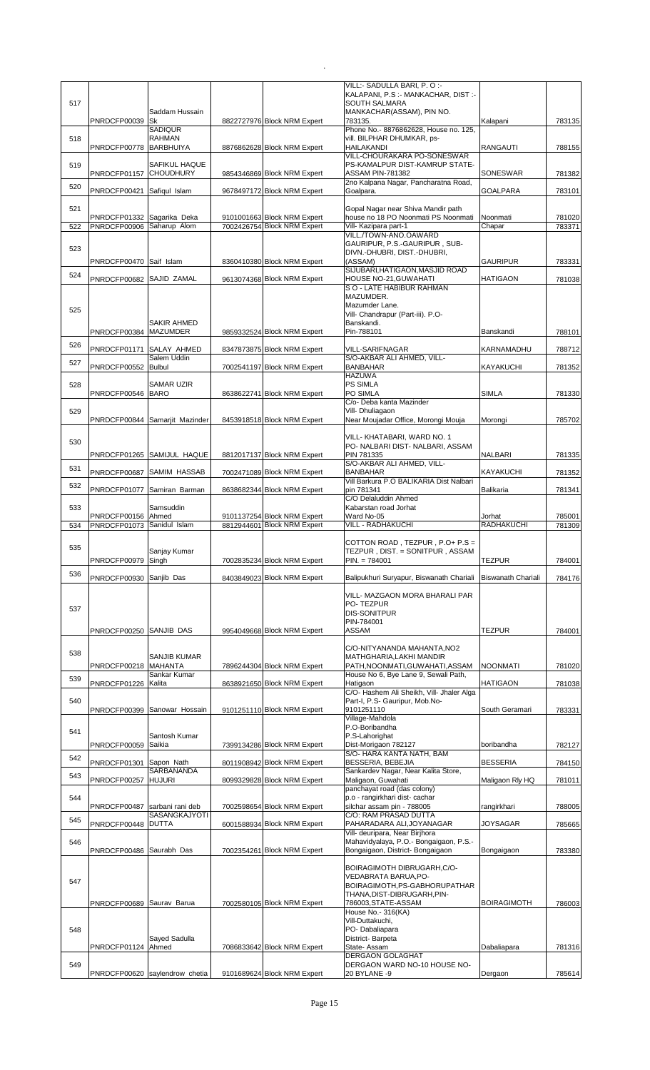| 517 | PNRDCFP00039 | Saddam Hussain Sk | 8822727976 | Block NRM Expert | VILL:- SADULLA BARI, P. O :- KALAPANI, P.S :- MANKACHAR, DIST :- SOUTH SALMARA MANKACHAR(ASSAM), PIN NO. 783135. | Kalapani | 783135 |
|---|---|---|---|---|---|---|---|
| 518 | PNRDCFP00778 | SADIQUR RAHMAN BARBHUIYA | 8876862628 | Block NRM Expert | Phone No.- 8876862628, House no. 125, vill. BILPHAR DHUMKAR, ps-HAILAKANDI | RANGAUTI | 788155 |
| 519 | PNRDCFP01157 | SAFIKUL HAQUE CHOUDHURY | 9854346869 | Block NRM Expert | VILL-CHOURAKARA PO-SONESWAR PS-KAMALPUR DIST-KAMRUP STATE-ASSAM PIN-781382 | SONESWAR | 781382 |
| 520 | PNRDCFP00421 | Safiqul Islam | 9678497172 | Block NRM Expert | 2no Kalpana Nagar, Pancharatna Road, Goalpara. | GOALPARA | 783101 |
| 521 | PNRDCFP01332 | Sagarika Deka | 9101001663 | Block NRM Expert | Gopal Nagar near Shiva Mandir path house no 18 PO Noonmati PS Noonmati | Noonmati | 781020 |
| 522 | PNRDCFP00906 | Saharup Alom | 7002426754 | Block NRM Expert | Vill- Kazipara part-1 | Chapar | 783371 |
| 523 | PNRDCFP00470 | Saif Islam | 8360410380 | Block NRM Expert | VILL./TOWN-ANO.OAWARD GAURIPUR, P.S.-GAURIPUR , SUB-DIVN.-DHUBRI, DIST.-DHUBRI, (ASSAM) | GAURIPUR | 783331 |
| 524 | PNRDCFP00682 | SAJID ZAMAL | 9613074368 | Block NRM Expert | SIJUBARI,HATIGAON,MASJID ROAD HOUSE NO-21,GUWAHATI | HATIGAON | 781038 |
| 525 | PNRDCFP00384 | SAKIR AHMED MAZUMDER | 9859332524 | Block NRM Expert | S O - LATE HABIBUR RAHMAN MAZUMDER. Mazumder Lane. Vill- Chandrapur (Part-iii). P.O- Banskandi. Pin-788101 | Banskandi | 788101 |
| 526 | PNRDCFP01171 | SALAY AHMED | 8347873875 | Block NRM Expert | VILL-SARIFNAGAR | KARNAMADHU | 788712 |
| 527 | PNRDCFP00552 | Salem Uddin Bulbul | 7002541197 | Block NRM Expert | S/O-AKBAR ALI AHMED, VILL-BANBAHAR | KAYAKUCHI | 781352 |
| 528 | PNRDCFP00546 | SAMAR UZIR BARO | 8638622741 | Block NRM Expert | HAZUWA PS SIMLA PO SIMLA | SIMLA | 781330 |
| 529 | PNRDCFP00844 | Samarjit Mazinder | 8453918518 | Block NRM Expert | C/o- Deba kanta Mazinder Vill- Dhuliagaon Near Moujadar Office, Morongi Mouja | Morongi | 785702 |
| 530 | PNRDCFP01265 | SAMIJUL HAQUE | 8812017137 | Block NRM Expert | VILL- KHATABARI, WARD NO. 1 PO- NALBARI DIST- NALBARI, ASSAM PIN 781335 | NALBARI | 781335 |
| 531 | PNRDCFP00687 | SAMIM HASSAB | 7002471089 | Block NRM Expert | S/O-AKBAR ALI AHMED, VILL-BANBAHAR | KAYAKUCHI | 781352 |
| 532 | PNRDCFP01077 | Samiran Barman | 8638682344 | Block NRM Expert | Vill Barkura P.O BALIKARIA Dist Nalbari pin 781341 | Balikaria | 781341 |
| 533 | PNRDCFP00156 | Samsuddin Ahmed | 9101137254 | Block NRM Expert | C/O Delaluddin Ahmed Kabarstan road Jorhat Ward No-05 | Jorhat | 785001 |
| 534 | PNRDCFP01073 | Sanidul Islam | 8812944601 | Block NRM Expert | VILL - RADHAKUCHI | RADHAKUCHI | 781309 |
| 535 | PNRDCFP00979 | Sanjay Kumar Singh | 7002835234 | Block NRM Expert | COTTON ROAD , TEZPUR , P.O+ P.S = TEZPUR , DIST. = SONITPUR , ASSAM PIN. = 784001 | TEZPUR | 784001 |
| 536 | PNRDCFP00930 | Sanjib Das | 8403849023 | Block NRM Expert | Balipukhuri Suryapur, Biswanath Chariali | Biswanath Chariali | 784176 |
| 537 | PNRDCFP00250 | SANJIB DAS | 9954049668 | Block NRM Expert | VILL- MAZGAON MORA BHARALI PAR PO- TEZPUR DIS-SONITPUR PIN-784001 ASSAM | TEZPUR | 784001 |
| 538 | PNRDCFP00218 | SANJIB KUMAR MAHANTA | 7896244304 | Block NRM Expert | C/O-NITYANANDA MAHANTA,NO2 MATHGHARIA,LAKHI MANDIR PATH,NOONMATI,GUWAHATI,ASSAM | NOONMATI | 781020 |
| 539 | PNRDCFP01226 | Sankar Kumar Kalita | 8638921650 | Block NRM Expert | House No 6, Bye Lane 9, Sewali Path, Hatigaon | HATIGAON | 781038 |
| 540 | PNRDCFP00399 | Sanowar Hossain | 9101251110 | Block NRM Expert | C/O- Hashem Ali Sheikh, Vill- Jhaler Alga Part-I, P.S- Gauripur, Mob.No-9101251110 | South Geramari | 783331 |
| 541 | PNRDCFP00059 | Santosh Kumar Saikia | 7399134286 | Block NRM Expert | Village-Mahdola P.O-Boribandha P.S-Lahorighat Dist-Morigaon 782127 | boribandha | 782127 |
| 542 | PNRDCFP01301 | Sapon Nath | 8011908942 | Block NRM Expert | S/O- HARA KANTA NATH, BAM BESSERIA, BEBEJIA | BESSERIA | 784150 |
| 543 | PNRDCFP00257 | SARBANANDA HUJURI | 8099329828 | Block NRM Expert | Sankardev Nagar, Near Kalita Store, Maligaon, Guwahati | Maligaon Rly HQ | 781011 |
| 544 | PNRDCFP00487 | sarbani rani deb | 7002598654 | Block NRM Expert | panchayat road (das colony) p.o - rangirkhari dist- cachar silchar assam pin - 788005 | rangirkhari | 788005 |
| 545 | PNRDCFP00448 | SASANGKAJYOTI DUTTA | 6001588934 | Block NRM Expert | C/O: RAM PRASAD DUTTA PAHARADARA ALI,JOYANAGAR | JOYSAGAR | 785665 |
| 546 | PNRDCFP00486 | Saurabh Das | 7002354261 | Block NRM Expert | Vill- deuripara, Near Birjhora Mahavidyalaya, P.O.- Bongaigaon, P.S.- Bongaigaon, District- Bongaigaon | Bongaigaon | 783380 |
| 547 | PNRDCFP00689 | Saurav Barua | 7002580105 | Block NRM Expert | BOIRAGIMOTH DIBRUGARH,C/O-VEDABRATA BARUA,PO-BOIRAGIMOTH,PS-GABHORUPATHAR THANA,DIST-DIBRUGARH,PIN-786003,STATE-ASSAM | BOIRAGIMOTH | 786003 |
| 548 | PNRDCFP01124 | Sayed Sadulla Ahmed | 7086833642 | Block NRM Expert | House No.- 316(KA) Vill-Duttakuchi, PO- Dabaliapara District- Barpeta State- Assam | Dabaliapara | 781316 |
| 549 | PNRDCFP00620 | saylendrow chetia | 9101689624 | Block NRM Expert | DERGAON GOLAGHAT DERGAON WARD NO-10 HOUSE NO-20 BYLANE -9 | Dergaon | 785614 |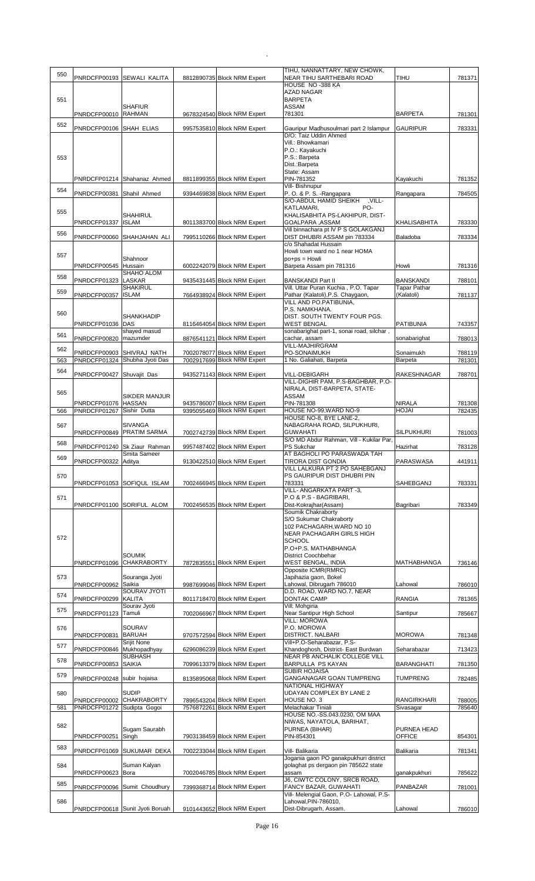| 550 | PNRDCFP00193 | SEWALI KALITA | 8812890735 | Block NRM Expert | TIHU, NANNATTARY, NEW CHOWK, NEAR TIHU SARTHEBARI ROAD | TIHU | 781371 |
|---|---|---|---|---|---|---|---|
| 551 | PNRDCFP00010 | SHAFIUR RAHMAN | 9678324540 | Block NRM Expert | HOUSE NO -388 KA AZAD NAGAR BARPETA ASSAM 781301 | BARPETA | 781301 |
| 552 | PNRDCFP00106 | SHAH ELIAS | 9957535810 | Block NRM Expert | Gauripur Madhusoulmari part 2 Islampur | GAURIPUR | 783331 |
| 553 | PNRDCFP01214 | Shahanaz Ahmed | 8811899355 | Block NRM Expert | D/O: Taiz Uddin Ahmed Vill.: Bhowkamari P.O.: Kayakuchi P.S.: Barpeta Dist.:Barpeta State: Assam PIN-781352 | Kayakuchi | 781352 |
| 554 | PNRDCFP00381 | Shahil Ahmed | 9394469838 | Block NRM Expert | Vill- Bishnupur P. O. & P. S. -Rangapara | Rangapara | 784505 |
| 555 | PNRDCFP01337 | SHAHIRUL ISLAM | 8011383700 | Block NRM Expert | S/O-ABDUL HAMID SHEIKH ,VILL-KATLAMARI, PO-KHALISABHITA PS-LAKHIPUR, DIST-GOALPARA ,ASSAM | KHALISABHITA | 783330 |
| 556 | PNRDCFP00060 | SHAHJAHAN ALI | 7995110266 | Block NRM Expert | Vill binnachara pt IV P S GOLAKGANJ DIST DHUBRI ASSAM pin 783334 | Baladoba | 783334 |
| 557 | PNRDCFP00545 | Shahnoor Hussain | 6002242079 | Block NRM Expert | c/o Shahadat Hussain Howli town ward no 1 near HOMA po+ps = Howli Barpeta Assam pin 781316 | Howli | 781316 |
| 558 | PNRDCFP01323 | SHAHO ALOM LASKAR | 9435431445 | Block NRM Expert | BANSKANDI Part II | BANSKANDI | 788101 |
| 559 | PNRDCFP00357 | SHAKIRUL ISLAM | 7664938924 | Block NRM Expert | Vill. Uttar Puran Kuchia , P.O. Tapar Pathar (Kalatoli),P.S. Chaygaon, | Tapar Pathar (Kalatoli) | 781137 |
| 560 | PNRDCFP01036 | SHANKHADIP DAS | 8116464054 | Block NRM Expert | VILL AND PO.PATIBUNIA, P.S. NAMKHANA. DIST. SOUTH TWENTY FOUR PGS. WEST BENGAL | PATIBUNIA | 743357 |
| 561 | PNRDCFP00820 | shayed masud mazumder | 8876541121 | Block NRM Expert | sonabarighat part-1, sonai road, silchar , cachar, assam | sonabarighat | 788013 |
| 562 | PNRDCFP00903 | SHIVRAJ NATH | 7002078077 | Block NRM Expert | VILL-MAJHIRGRAM PO-SONAIMUKH | Sonaimukh | 788119 |
| 563 | PNRDCFP01324 | Shubha Jyoti Das | 7002917699 | Block NRM Expert | 1 No. Galiahati, Barpeta | Barpeta | 781301 |
| 564 | PNRDCFP00427 | Shuvajit Das | 9435271143 | Block NRM Expert | VILL-DEBIGARH | RAKESHNAGAR | 788701 |
| 565 | PNRDCFP01076 | SIKDER MANJUR HASSAN | 9435786007 | Block NRM Expert | VILL-DIGHIR PAM, P.S-BAGHBAR, P.O-NIRALA, DIST-BARPETA, STATE-ASSAM PIN-781308 | NIRALA | 781308 |
| 566 | PNRDCFP01267 | Sishir Dutta | 9395055469 | Block NRM Expert | HOUSE NO-99,WARD NO-9 | HOJAI | 782435 |
| 567 | PNRDCFP00849 | SIVANGA PRATIM SARMA | 7002742739 | Block NRM Expert | HOUSE NO-8, BYE LANE-2, NABAGRAHA ROAD, SILPUKHURI, GUWAHATI | SILPUKHURI | 781003 |
| 568 | PNRDCFP01240 | Sk Ziaur Rahman | 9957487402 | Block NRM Expert | S/O MD Abdur Rahman, Vill - Kukilar Par, PS Sukchar | Hazirhat | 783128 |
| 569 | PNRDCFP00322 | Smita Sameer Aditya | 9130422510 | Block NRM Expert | AT BAGHOLI PO PARASWADA TAH TIRORA DIST GONDIA | PARASWASA | 441911 |
| 570 | PNRDCFP01053 | SOFIQUL ISLAM | 7002466945 | Block NRM Expert | VILL LALKURA PT 2 PO SAHEBGANJ PS GAURIPUR DIST DHUBRI PIN 783331 | SAHEBGANJ | 783331 |
| 571 | PNRDCFP01100 | SORIFUL ALOM | 7002456535 | Block NRM Expert | VILL- ANGARKATA PART -3, P.O & P.S - BAGRIBARI, Dist-Kokrajhar(Assam) | Bagribari | 783349 |
| 572 | PNRDCFP01096 | SOUMIK CHAKRABORTY | 7872835551 | Block NRM Expert | Soumik Chakraborty S/O Sukumar Chakraborty 102 PACHAGARH,WARD NO 10 NEAR PACHAGARH GIRLS HIGH SCHOOL P.O+P.S. MATHABHANGA District Coochbehar WEST BENGAL, INDIA | MATHABHANGA | 736146 |
| 573 | PNRDCFP00962 | Souranga Jyoti Saikia | 9987699046 | Block NRM Expert | Opposite ICMR(RMRC) Japihazia gaon, Bokel Lahowal, Dibrugarh 786010 | Lahowal | 786010 |
| 574 | PNRDCFP00299 | SOURAV JYOTI KALITA | 8011718470 | Block NRM Expert | D.D. ROAD, WARD NO.7, NEAR DONTAK CAMP | RANGIA | 781365 |
| 575 | PNRDCFP01123 | Sourav Jyoti Tamuli | 7002066967 | Block NRM Expert | Vill: Mohgiria Near Santipur High School | Santipur | 785667 |
| 576 | PNRDCFP00831 | SOURAV BARUAH | 9707572594 | Block NRM Expert | VILL: MOROWA P.O. MOROWA DISTRICT. NALBARI | MOROWA | 781348 |
| 577 | PNRDCFP00846 | Srijit None Mukhopadhyay | 6296086239 | Block NRM Expert | Vill+P.O-Seharabazar, P.S-Khandoghosh, District- East Burdwan | Seharabazar | 713423 |
| 578 | PNRDCFP00853 | SUBHASH SAIKIA | 7099613379 | Block NRM Expert | NEAR PB ANCHALIK COLLEGE VILL BARPULLA PS KAYAN | BARANGHATI | 781350 |
| 579 | PNRDCFP00248 | subir hojaisa | 8135895068 | Block NRM Expert | SUBIR HOJAISA GANGANAGAR GOAN TUMPRENG | TUMPRENG | 782485 |
| 580 | PNRDCFP00002 | SUDIP CHAKRABORTY | 7896543204 | Block NRM Expert | NATIONAL HIGHWAY UDAYAN COMPLEX BY LANE 2 HOUSE NO. 3 | RANGIRKHARI | 788005 |
| 581 | PNRDCFP01272 | Sudipta Gogoi | 7576872261 | Block NRM Expert | Melachakar Tiniali | Sivasagar | 785640 |
| 582 | PNRDCFP00251 | Sugam Saurabh Singh | 7903138459 | Block NRM Expert | HOUSE NO.-SS.043.0230, OM MAA NIWAS, NAYATOLA, BARIHAT, PURNEA (BIHAR) PIN-854301 | PURNEA HEAD OFFICE | 854301 |
| 583 | PNRDCFP01069 | SUKUMAR DEKA | 7002233044 | Block NRM Expert | Vill- Balikaria | Balikaria | 781341 |
| 584 | PNRDCFP00623 | Suman Kalyan Bora | 7002046785 | Block NRM Expert | Jogania gaon PO ganakpukhuri district golaghat ps dergaon pin 785622 state assam | ganakpukhuri | 785622 |
| 585 | PNRDCFP00096 | Sumit Choudhury | 7399368714 | Block NRM Expert | J6, CIWTC COLONY, SRCB ROAD, FANCY BAZAR, GUWAHATI | PANBAZAR | 781001 |
| 586 | PNRDCFP00618 | Sunit Jyoti Boruah | 9101443652 | Block NRM Expert | Vill- Melengial Gaon, P.O- Lahowal, P.S-Lahowal,PIN-786010, Dist-Dibrugarh, Assam. | Lahowal | 786010 |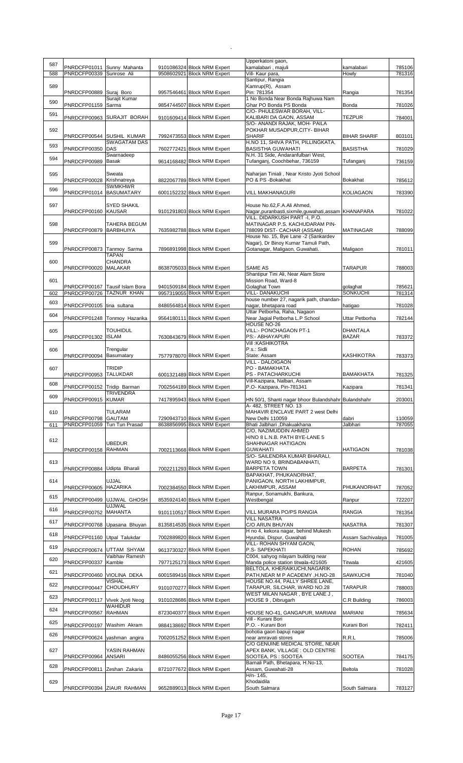| | | | | | | | |
|---|---|---|---|---|---|---|---|
| 587 | PNRDCFP01011 | Sunny Mahanta | 9101086324 | Block NRM Expert | Upperkatoni gaon, kamalabari , majuli | kamalabari | 785106 |
| 588 | PNRDCFP00339 | Sunrose Ali | 9508602921 | Block NRM Expert | Vill- Kaur para, | Howly | 781316 |
| 589 | PNRDCFP00889 | Suraj Boro | 9957546461 | Block NRM Expert | Santipur, Rangia Kamrup(R), Assam Pin: 781354 | Rangia | 781354 |
| 590 | PNRDCFP01159 | Surajit Kumar Sarma | 9854744507 | Block NRM Expert | 1 No Bonda Near Bonda Rajhuwa Nam Ghar PO Bonda PS Bonda | Bonda | 781026 |
| 591 | PNRDCFP00963 | SURAJIT BORAH | 9101609414 | Block NRM Expert | C/O- PHULESWAR BORAH, VILL- KALIBARI DA GAON, ASSAM | TEZPUR | 784001 |
| 592 | PNRDCFP00544 | SUSHIL KUMAR | 7992473553 | Block NRM Expert | S/O- ANANDI RAJAK, MOH- PAILA POKHAR MUSADPUR,CITY- BIHAR SHARIF | BIHAR SHARIF | 803101 |
| 593 | PNRDCFP00350 | SWAGATAM DAS | 7602772421 | Block NRM Expert | H.NO 11, SHIVA PATH, PILLINGKATA, BASISTHA GUWAHATI | BASISTHA | 781029 |
| 594 | PNRDCFP00989 | Swarnadeep Basak | 9614168482 | Block NRM Expert | N.H. 31 Side, Andaranfulbari West, Tufanganj, Coochbehar, 736159 | Tufanganj | 736159 |
| 595 | PNRDCFP00028 | Sweata Krishnatreya | 8822067789 | Block NRM Expert | Naharjan Tiniali , Near Kristo Jyoti School PO & PS -Bokakhat | Bokakhat | 785612 |
| 596 | PNRDCFP01014 | SWMKHWR BASUMATARY | 6001152232 | Block NRM Expert | VILL MAKHANAGURI | KOLIAGAON | 783390 |
| 597 | PNRDCFP00160 | SYED SHAKIL KAUSAR | 9101291803 | Block NRM Expert | House No.62,F.A.Ali Ahmed, Nagar,puranbasti,sixmile,guwahati,assam | KHANAPARA | 781022 |
| 598 | PNRDCFP00879 | TAHERA BEGUM BARBHUIYA | 7635982788 | Block NRM Expert | VILL. DIDARKUSH PART -I, P.O. MATINAGAR P.S. KACHUDARAM PIN-788099 DIST- CACHAR (ASSAM) | MATINAGAR | 788099 |
| 599 | PNRDCFP00873 | Tanmoy Sarma | 7896891998 | Block NRM Expert | House No. 15, Bye Lane -2 (Sankardev Nagar), Dr Binoy Kumar Tamuli Path, Gotanagar, Maligaon, Guwahati. | Maligaon | 781011 |
| 600 | PNRDCFP00020 | TAPAN CHANDRA MALAKAR | 8638705033 | Block NRM Expert | SAME AS | TARAPUR | 788003 |
| 601 | PNRDCFP00167 | Tausif Islam Bora | 9401509184 | Block NRM Expert | Shantipur Tini Ali, Near Alam Store Mission Road, Ward-8 Golaghat Town | golaghat | 785621 |
| 602 | PNRDCFP00726 | TAZNUR KHAN | 9957319055 | Block NRM Expert | VILL- DANAKUCHI | SONKUCHI | 781314 |
| 603 | PNRDCFP00105 | tina sultana | 8486564814 | Block NRM Expert | house number 27, nagarik path, chandan-nagar, bhetapara road | hatigao | 781028 |
| 604 | PNRDCFP01248 | Tonmoy Hazarika | 9564180111 | Block NRM Expert | Uttar Petborha, Raha, Nagaon Near Jagial Petborha L.P School | Uttar Petborha | 782144 |
| 605 | PNRDCFP01302 | TOUHIDUL ISLAM | 7630843679 | Block NRM Expert | HOUSE NO-26 VILL:- PONCHAGAON PT-1 PS:- ABHAYAPURI | DHANTALA BAZAR | 783372 |
| 606 | PNRDCFP00094 | Trengular Basumatary | 7577978070 | Block NRM Expert | Vill :KASHIKOTRA P.s.: Sidli State: Assam | KASHIKOTRA | 783373 |
| 607 | PNRDCFP00953 | TRIDIP TALUKDAR | 6001321489 | Block NRM Expert | VILL - DALOIGAON PO - BAMAKHATA PS - PATACHARKUCHI | BAMAKHATA | 781325 |
| 608 | PNRDCFP00152 | Tridip Barman | 7002564189 | Block NRM Expert | Vill-Kazipara, Nalbari, Assam P.O- Kazipara, Pin-781341 | Kazipara | 781341 |
| 609 | PNRDCFP00915 | TRIVENDRA KUMAR | 7417895943 | Block NRM Expert | HN 50/1, Shanti nagar bhoor Bulandshahr | Bulandshahr | 203001 |
| 610 | PNRDCFP00798 | TULARAM GAUTAM | 7290943710 | Block NRM Expert | A- 482, STREET NO. 13 MAHAVIR ENCLAVE PART 2 west Delhi New Delhi 110059 | dabri | 110059 |
| 611 | PNRDCFP01059 | Tun Tun Prasad | 8638856995 | Block NRM Expert | Bhati Jalbhari ,Dhakuakhana | Jalbhari | 787055 |
| 612 | PNRDCFP00158 | UBEDUR RAHMAN | 7002113668 | Block NRM Expert | C/O, NAZIMUDDIN AHMED H/NO 8 L.N.B. PATH BYE-LANE 5 SHAHNAGAR HATIGAON GUWAHATI | HATIGAON | 781038 |
| 613 | PNRDCFP00884 | Udipta Bharali | 7002211293 | Block NRM Expert | S/O- SAILENDRA KUMAR BHARALI, WARD NO 9, BRINDABANHATI, BARPETA TOWN | BARPETA | 781301 |
| 614 | PNRDCFP00605 | UJJAL HAZARIKA | 7002384550 | Block NRM Expert | BAPAKHAT, PHUKANORHAT, PANIGAON, NORTH LAKHIMPUR, LAKHIMPUR, ASSAM | PHUKANORHAT | 787052 |
| 615 | PNRDCFP00499 | UJJWAL GHOSH | 8535924140 | Block NRM Expert | Ranpur, Sonamukhi, Bankura, Westbengal | Ranpur | 722207 |
| 616 | PNRDCFP00752 | UJJWAL MAHANTA | 9101110517 | Block NRM Expert | VILL MURARA PO/PS RANGIA | RANGIA | 781354 |
| 617 | PNRDCFP00768 | Upasana Bhuyan | 8135814535 | Block NRM Expert | VILL NASATRA C/O ARUN BHUYAN | NASATRA | 781307 |
| 618 | PNRDCFP01160 | Utpal Talukdar | 7002889820 | Block NRM Expert | H no 4, kekora nagar, behind Mukesh Hyundai, Dispur, Guwahati | Assam Sachivalaya | 781005 |
| 619 | PNRDCFP00674 | UTTAM SHYAM | 9613730327 | Block NRM Expert | VILL- ROHAN SHYAM GAON, P.S- SAPEKHATI | ROHAN | 785692 |
| 620 | PNRDCFP00337 | Vaibhav Ramesh Kamble | 7977125173 | Block NRM Expert | C004, sahyog nilayam building near Manda police station titwala-421605 | Titwala | 421605 |
| 621 | PNRDCFP00460 | VIOLINA DEKA | 6001589416 | Block NRM Expert | BELTOLA, KHERAIKUCHI,NAGARIK PATH,NEAR M P ACADEMY ,H.NO-28 | SAWKUCHI | 781040 |
| 622 | PNRDCFP00447 | VISHAL CHOUDHURY | 9101070277 | Block NRM Expert | HOUSE NO.44, PALLY SHREE LANE, TARAPUR, SILCHAR, WARD NO.28 | TARAPUR | 788003 |
| 623 | PNRDCFP00117 | Vivek Jyoti Neog | 9101028686 | Block NRM Expert | WEST MILAN NAGAR , BYE LANE J , HOUSE 9 , Dibrugarh | C.R Building | 786003 |
| 624 | PNRDCFP00567 | WAHIDUR RAHMAN | 8723040377 | Block NRM Expert | HOUSE NO-41, GANGAPUR, MARIANI | MARIANI | 785634 |
| 625 | PNRDCFP00197 | Washim Akram | 9884138692 | Block NRM Expert | Vill - Kurani Bori P.O. - Kurani Bori | Kurani Bori | 782411 |
| 626 | PNRDCFP00624 | yashman angira | 7002051252 | Block NRM Expert | bohotia gaon bapuji nagar near amravati stores | R.R.L | 785006 |
| 627 | PNRDCFP00964 | YASIN RAHMAN ANSARI | 8486055256 | Block NRM Expert | C/O GENUINE MEDICAL STORE, NEAR APEX BANK, VILLAGE : OLD CENTRE SOOTEA, PS : SOOTEA | SOOTEA | 784175 |
| 628 | PNRDCFP00811 | Zeshan Zakaria | 8721077672 | Block NRM Expert | Barnali Path, Bhetapara, H.No-13, Assam, Guwahati-28 | Beltola | 781028 |
| 629 | PNRDCFP00394 | ZIAUR RAHMAN | 9652889013 | Block NRM Expert | H/n- 145, Khodaidila South Salmara | South Salmara | 783127 |